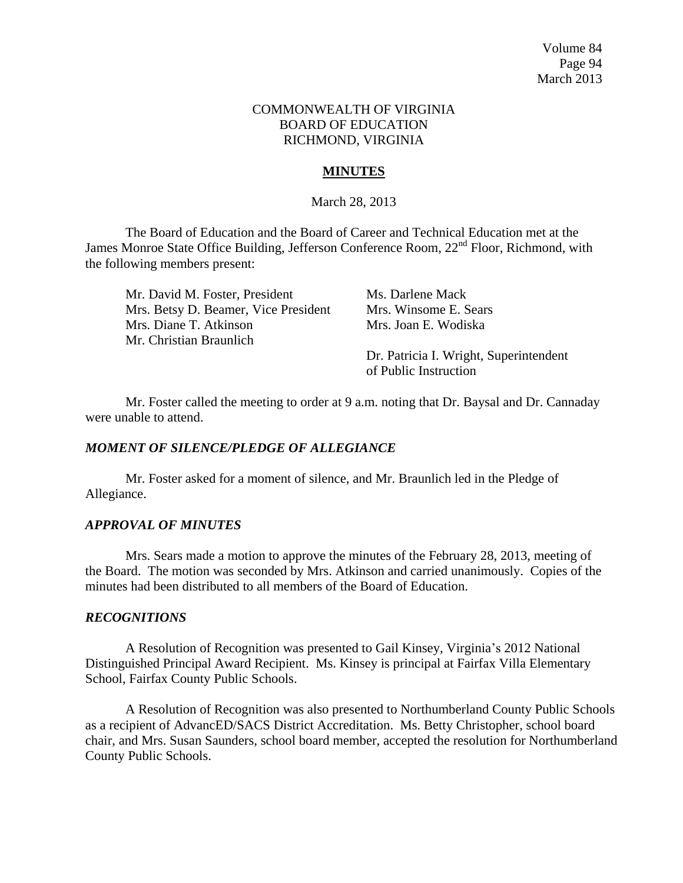COMMONWEALTH OF VIRGINIA
BOARD OF EDUCATION
RICHMOND, VIRGINIA

## MINUTES

March 28, 2013

The Board of Education and the Board of Career and Technical Education met at the James Monroe State Office Building, Jefferson Conference Room, 22nd Floor, Richmond, with the following members present:

Mr. David M. Foster, President
Mrs. Betsy D. Beamer, Vice President
Mrs. Diane T. Atkinson
Mr. Christian Braunlich
Ms. Darlene Mack
Mrs. Winsome E. Sears
Mrs. Joan E. Wodiska

Dr. Patricia I. Wright, Superintendent of Public Instruction

Mr. Foster called the meeting to order at 9 a.m. noting that Dr. Baysal and Dr. Cannaday were unable to attend.

### *MOMENT OF SILENCE/PLEDGE OF ALLEGIANCE*

Mr. Foster asked for a moment of silence, and Mr. Braunlich led in the Pledge of Allegiance.

### *APPROVAL OF MINUTES*

Mrs. Sears made a motion to approve the minutes of the February 28, 2013, meeting of the Board. The motion was seconded by Mrs. Atkinson and carried unanimously. Copies of the minutes had been distributed to all members of the Board of Education.

### *RECOGNITIONS*

A Resolution of Recognition was presented to Gail Kinsey, Virginia's 2012 National Distinguished Principal Award Recipient. Ms. Kinsey is principal at Fairfax Villa Elementary School, Fairfax County Public Schools.

A Resolution of Recognition was also presented to Northumberland County Public Schools as a recipient of AdvancED/SACS District Accreditation. Ms. Betty Christopher, school board chair, and Mrs. Susan Saunders, school board member, accepted the resolution for Northumberland County Public Schools.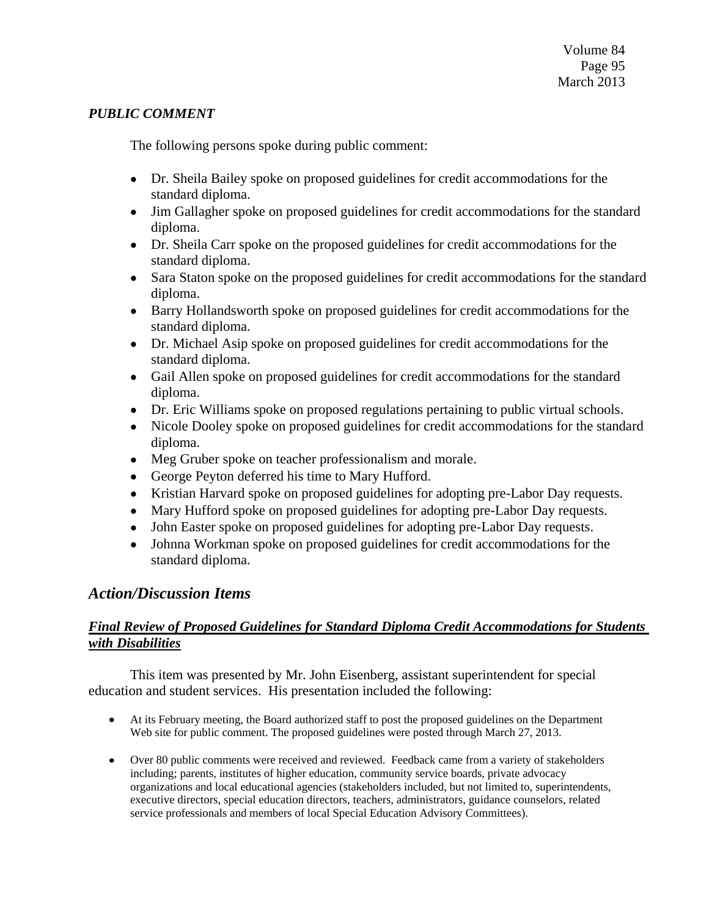*PUBLIC COMMENT*

The following persons spoke during public comment:

- Dr. Sheila Bailey spoke on proposed guidelines for credit accommodations for the standard diploma.
- Jim Gallagher spoke on proposed guidelines for credit accommodations for the standard diploma.
- Dr. Sheila Carr spoke on the proposed guidelines for credit accommodations for the standard diploma.
- Sara Staton spoke on the proposed guidelines for credit accommodations for the standard diploma.
- Barry Hollandsworth spoke on proposed guidelines for credit accommodations for the standard diploma.
- Dr. Michael Asip spoke on proposed guidelines for credit accommodations for the standard diploma.
- Gail Allen spoke on proposed guidelines for credit accommodations for the standard diploma.
- Dr. Eric Williams spoke on proposed regulations pertaining to public virtual schools.
- Nicole Dooley spoke on proposed guidelines for credit accommodations for the standard diploma.
- Meg Gruber spoke on teacher professionalism and morale.
- George Peyton deferred his time to Mary Hufford.
- Kristian Harvard spoke on proposed guidelines for adopting pre-Labor Day requests.
- Mary Hufford spoke on proposed guidelines for adopting pre-Labor Day requests.
- John Easter spoke on proposed guidelines for adopting pre-Labor Day requests.
- Johnna Workman spoke on proposed guidelines for credit accommodations for the standard diploma.

## *Action/Discussion Items*

### ***Final Review of Proposed Guidelines for Standard Diploma Credit Accommodations for Students with Disabilities***

This item was presented by Mr. John Eisenberg, assistant superintendent for special education and student services. His presentation included the following:

- At its February meeting, the Board authorized staff to post the proposed guidelines on the Department Web site for public comment. The proposed guidelines were posted through March 27, 2013.

- Over 80 public comments were received and reviewed. Feedback came from a variety of stakeholders including; parents, institutes of higher education, community service boards, private advocacy organizations and local educational agencies (stakeholders included, but not limited to, superintendents, executive directors, special education directors, teachers, administrators, guidance counselors, related service professionals and members of local Special Education Advisory Committees).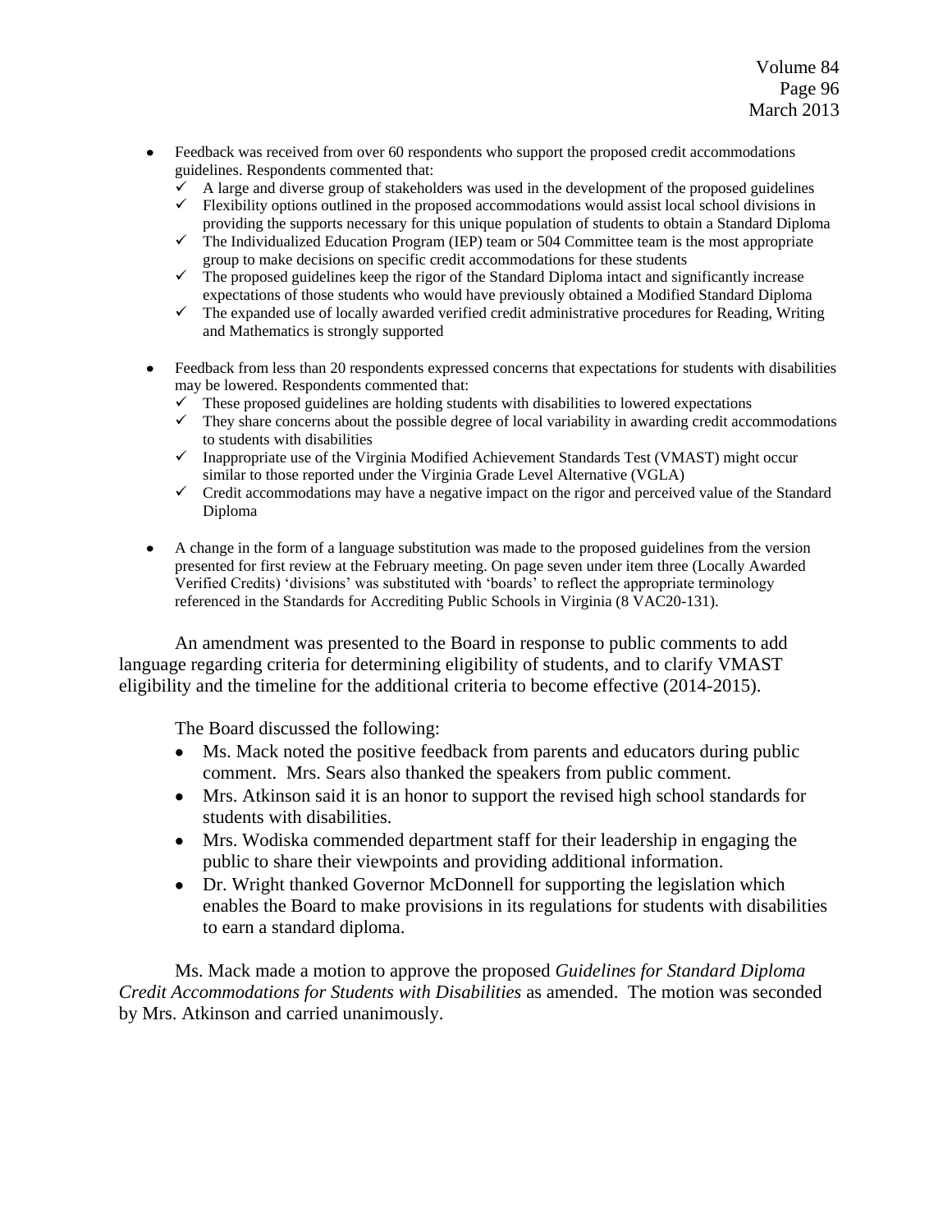- Feedback was received from over 60 respondents who support the proposed credit accommodations guidelines. Respondents commented that:
  - ✓ A large and diverse group of stakeholders was used in the development of the proposed guidelines
  - ✓ Flexibility options outlined in the proposed accommodations would assist local school divisions in providing the supports necessary for this unique population of students to obtain a Standard Diploma
  - ✓ The Individualized Education Program (IEP) team or 504 Committee team is the most appropriate group to make decisions on specific credit accommodations for these students
  - ✓ The proposed guidelines keep the rigor of the Standard Diploma intact and significantly increase expectations of those students who would have previously obtained a Modified Standard Diploma
  - ✓ The expanded use of locally awarded verified credit administrative procedures for Reading, Writing and Mathematics is strongly supported

- Feedback from less than 20 respondents expressed concerns that expectations for students with disabilities may be lowered. Respondents commented that:
  - ✓ These proposed guidelines are holding students with disabilities to lowered expectations
  - ✓ They share concerns about the possible degree of local variability in awarding credit accommodations to students with disabilities
  - ✓ Inappropriate use of the Virginia Modified Achievement Standards Test (VMAST) might occur similar to those reported under the Virginia Grade Level Alternative (VGLA)
  - ✓ Credit accommodations may have a negative impact on the rigor and perceived value of the Standard Diploma

- A change in the form of a language substitution was made to the proposed guidelines from the version presented for first review at the February meeting. On page seven under item three (Locally Awarded Verified Credits) 'divisions' was substituted with 'boards' to reflect the appropriate terminology referenced in the Standards for Accrediting Public Schools in Virginia (8 VAC20-131).

An amendment was presented to the Board in response to public comments to add language regarding criteria for determining eligibility of students, and to clarify VMAST eligibility and the timeline for the additional criteria to become effective (2014-2015).

The Board discussed the following:

- Ms. Mack noted the positive feedback from parents and educators during public comment. Mrs. Sears also thanked the speakers from public comment.
- Mrs. Atkinson said it is an honor to support the revised high school standards for students with disabilities.
- Mrs. Wodiska commended department staff for their leadership in engaging the public to share their viewpoints and providing additional information.
- Dr. Wright thanked Governor McDonnell for supporting the legislation which enables the Board to make provisions in its regulations for students with disabilities to earn a standard diploma.

Ms. Mack made a motion to approve the proposed *Guidelines for Standard Diploma Credit Accommodations for Students with Disabilities* as amended. The motion was seconded by Mrs. Atkinson and carried unanimously.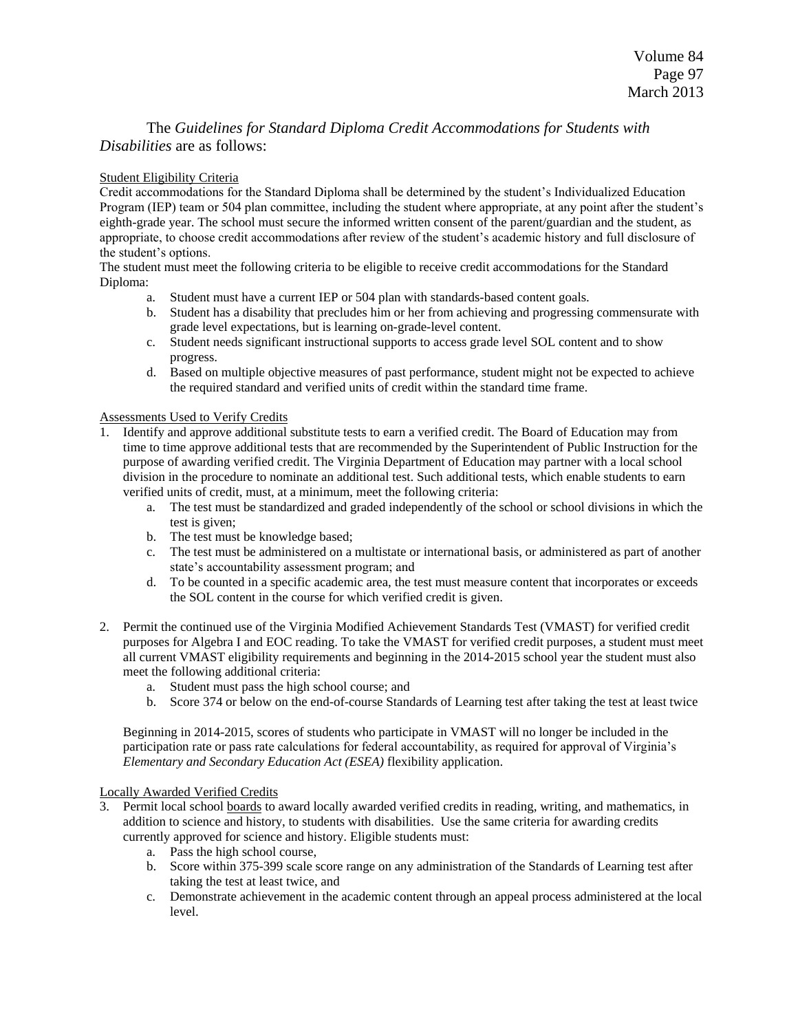The *Guidelines for Standard Diploma Credit Accommodations for Students with Disabilities* are as follows:

<u>Student Eligibility Criteria</u>

Credit accommodations for the Standard Diploma shall be determined by the student's Individualized Education Program (IEP) team or 504 plan committee, including the student where appropriate, at any point after the student's eighth-grade year. The school must secure the informed written consent of the parent/guardian and the student, as appropriate, to choose credit accommodations after review of the student's academic history and full disclosure of the student's options.

The student must meet the following criteria to be eligible to receive credit accommodations for the Standard Diploma:

a. Student must have a current IEP or 504 plan with standards-based content goals.
b. Student has a disability that precludes him or her from achieving and progressing commensurate with grade level expectations, but is learning on-grade-level content.
c. Student needs significant instructional supports to access grade level SOL content and to show progress.
d. Based on multiple objective measures of past performance, student might not be expected to achieve the required standard and verified units of credit within the standard time frame.

<u>Assessments Used to Verify Credits</u>

1. Identify and approve additional substitute tests to earn a verified credit. The Board of Education may from time to time approve additional tests that are recommended by the Superintendent of Public Instruction for the purpose of awarding verified credit. The Virginia Department of Education may partner with a local school division in the procedure to nominate an additional test. Such additional tests, which enable students to earn verified units of credit, must, at a minimum, meet the following criteria:
   a. The test must be standardized and graded independently of the school or school divisions in which the test is given;
   b. The test must be knowledge based;
   c. The test must be administered on a multistate or international basis, or administered as part of another state's accountability assessment program; and
   d. To be counted in a specific academic area, the test must measure content that incorporates or exceeds the SOL content in the course for which verified credit is given.

2. Permit the continued use of the Virginia Modified Achievement Standards Test (VMAST) for verified credit purposes for Algebra I and EOC reading. To take the VMAST for verified credit purposes, a student must meet all current VMAST eligibility requirements and beginning in the 2014-2015 school year the student must also meet the following additional criteria:
   a. Student must pass the high school course; and
   b. Score 374 or below on the end-of-course Standards of Learning test after taking the test at least twice

   Beginning in 2014-2015, scores of students who participate in VMAST will no longer be included in the participation rate or pass rate calculations for federal accountability, as required for approval of Virginia's *Elementary and Secondary Education Act (ESEA)* flexibility application.

<u>Locally Awarded Verified Credits</u>

3. Permit local school <u>boards</u> to award locally awarded verified credits in reading, writing, and mathematics, in addition to science and history, to students with disabilities. Use the same criteria for awarding credits currently approved for science and history. Eligible students must:
   a. Pass the high school course,
   b. Score within 375-399 scale score range on any administration of the Standards of Learning test after taking the test at least twice, and
   c. Demonstrate achievement in the academic content through an appeal process administered at the local level.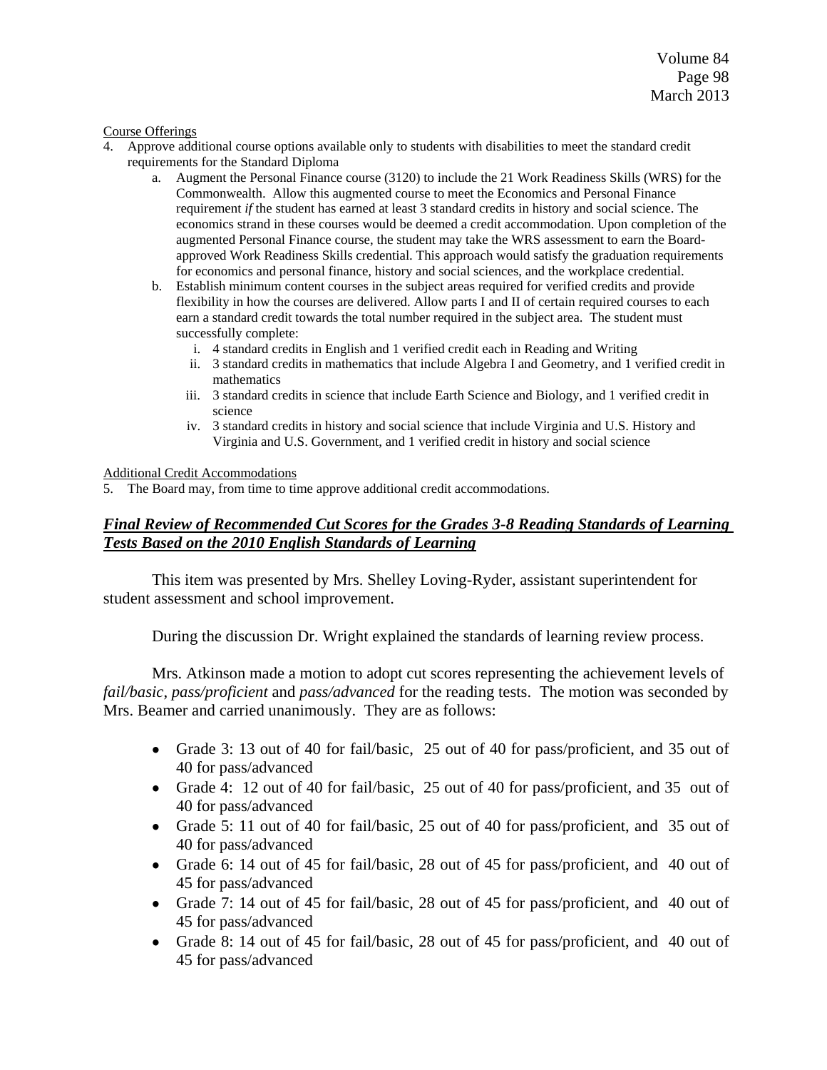Course Offerings

4. Approve additional course options available only to students with disabilities to meet the standard credit requirements for the Standard Diploma
   a. Augment the Personal Finance course (3120) to include the 21 Work Readiness Skills (WRS) for the Commonwealth. Allow this augmented course to meet the Economics and Personal Finance requirement *if* the student has earned at least 3 standard credits in history and social science. The economics strand in these courses would be deemed a credit accommodation. Upon completion of the augmented Personal Finance course, the student may take the WRS assessment to earn the Board-approved Work Readiness Skills credential. This approach would satisfy the graduation requirements for economics and personal finance, history and social sciences, and the workplace credential.
   b. Establish minimum content courses in the subject areas required for verified credits and provide flexibility in how the courses are delivered. Allow parts I and II of certain required courses to each earn a standard credit towards the total number required in the subject area. The student must successfully complete:
      i. 4 standard credits in English and 1 verified credit each in Reading and Writing
      ii. 3 standard credits in mathematics that include Algebra I and Geometry, and 1 verified credit in mathematics
      iii. 3 standard credits in science that include Earth Science and Biology, and 1 verified credit in science
      iv. 3 standard credits in history and social science that include Virginia and U.S. History and Virginia and U.S. Government, and 1 verified credit in history and social science

Additional Credit Accommodations

5. The Board may, from time to time approve additional credit accommodations.

***Final Review of Recommended Cut Scores for the Grades 3-8 Reading Standards of Learning Tests Based on the 2010 English Standards of Learning***

This item was presented by Mrs. Shelley Loving-Ryder, assistant superintendent for student assessment and school improvement.

During the discussion Dr. Wright explained the standards of learning review process.

Mrs. Atkinson made a motion to adopt cut scores representing the achievement levels of *fail/basic*, *pass/proficient* and *pass/advanced* for the reading tests. The motion was seconded by Mrs. Beamer and carried unanimously. They are as follows:

- Grade 3: 13 out of 40 for fail/basic, 25 out of 40 for pass/proficient, and 35 out of 40 for pass/advanced
- Grade 4: 12 out of 40 for fail/basic, 25 out of 40 for pass/proficient, and 35 out of 40 for pass/advanced
- Grade 5: 11 out of 40 for fail/basic, 25 out of 40 for pass/proficient, and 35 out of 40 for pass/advanced
- Grade 6: 14 out of 45 for fail/basic, 28 out of 45 for pass/proficient, and 40 out of 45 for pass/advanced
- Grade 7: 14 out of 45 for fail/basic, 28 out of 45 for pass/proficient, and 40 out of 45 for pass/advanced
- Grade 8: 14 out of 45 for fail/basic, 28 out of 45 for pass/proficient, and 40 out of 45 for pass/advanced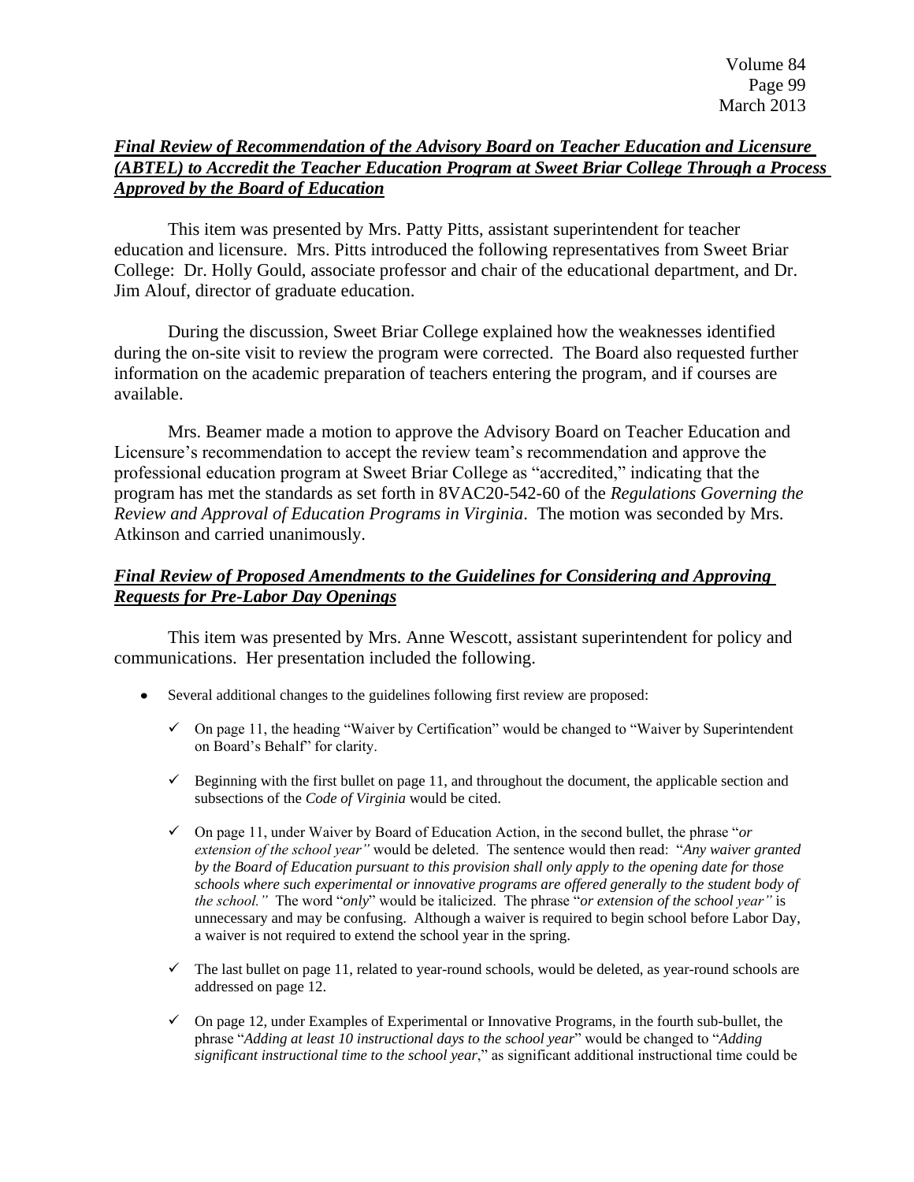***Final Review of Recommendation of the Advisory Board on Teacher Education and Licensure (ABTEL) to Accredit the Teacher Education Program at Sweet Briar College Through a Process Approved by the Board of Education***

This item was presented by Mrs. Patty Pitts, assistant superintendent for teacher education and licensure. Mrs. Pitts introduced the following representatives from Sweet Briar College: Dr. Holly Gould, associate professor and chair of the educational department, and Dr. Jim Alouf, director of graduate education.

During the discussion, Sweet Briar College explained how the weaknesses identified during the on-site visit to review the program were corrected. The Board also requested further information on the academic preparation of teachers entering the program, and if courses are available.

Mrs. Beamer made a motion to approve the Advisory Board on Teacher Education and Licensure's recommendation to accept the review team's recommendation and approve the professional education program at Sweet Briar College as "accredited," indicating that the program has met the standards as set forth in 8VAC20-542-60 of the *Regulations Governing the Review and Approval of Education Programs in Virginia*. The motion was seconded by Mrs. Atkinson and carried unanimously.

***Final Review of Proposed Amendments to the Guidelines for Considering and Approving Requests for Pre-Labor Day Openings***

This item was presented by Mrs. Anne Wescott, assistant superintendent for policy and communications. Her presentation included the following.

- Several additional changes to the guidelines following first review are proposed:
  - ✓ On page 11, the heading "Waiver by Certification" would be changed to "Waiver by Superintendent on Board's Behalf" for clarity.
  - ✓ Beginning with the first bullet on page 11, and throughout the document, the applicable section and subsections of the *Code of Virginia* would be cited.
  - ✓ On page 11, under Waiver by Board of Education Action, in the second bullet, the phrase "*or extension of the school year"* would be deleted. The sentence would then read: "*Any waiver granted by the Board of Education pursuant to this provision shall only apply to the opening date for those schools where such experimental or innovative programs are offered generally to the student body of the school."* The word "*only*" would be italicized. The phrase "*or extension of the school year"* is unnecessary and may be confusing. Although a waiver is required to begin school before Labor Day, a waiver is not required to extend the school year in the spring.
  - ✓ The last bullet on page 11, related to year-round schools, would be deleted, as year-round schools are addressed on page 12.
  - ✓ On page 12, under Examples of Experimental or Innovative Programs, in the fourth sub-bullet, the phrase "*Adding at least 10 instructional days to the school year*" would be changed to "*Adding significant instructional time to the school year*," as significant additional instructional time could be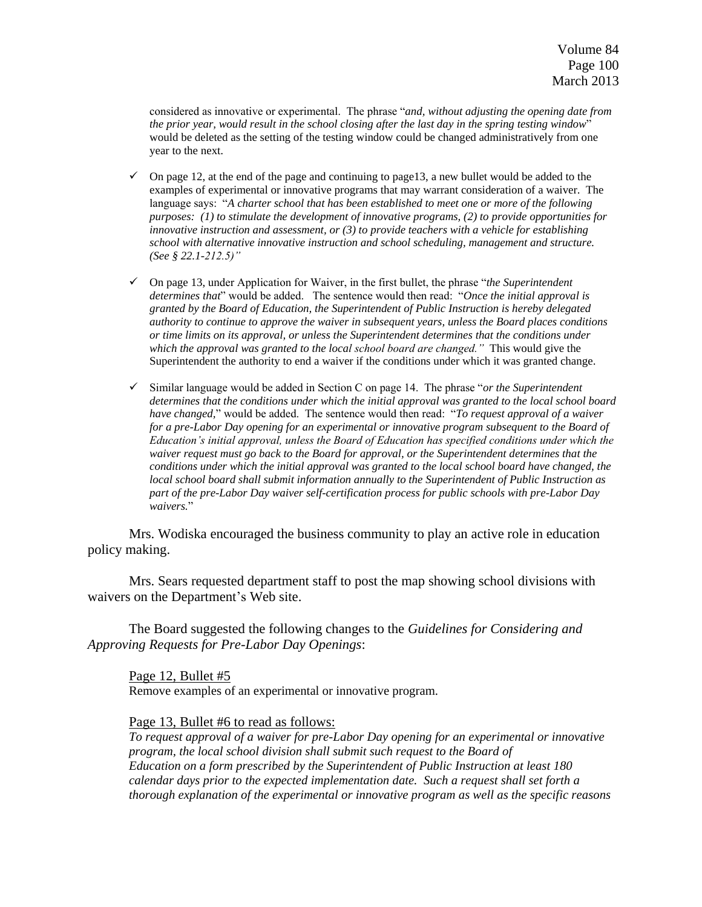considered as innovative or experimental. The phrase "*and, without adjusting the opening date from the prior year, would result in the school closing after the last day in the spring testing window*" would be deleted as the setting of the testing window could be changed administratively from one year to the next.

- ✓ On page 12, at the end of the page and continuing to page13, a new bullet would be added to the examples of experimental or innovative programs that may warrant consideration of a waiver. The language says: "*A charter school that has been established to meet one or more of the following purposes: (1) to stimulate the development of innovative programs, (2) to provide opportunities for innovative instruction and assessment, or (3) to provide teachers with a vehicle for establishing school with alternative innovative instruction and school scheduling, management and structure. (See § 22.1-212.5)*"

- ✓ On page 13, under Application for Waiver, in the first bullet, the phrase "*the Superintendent determines that*" would be added. The sentence would then read: "*Once the initial approval is granted by the Board of Education, the Superintendent of Public Instruction is hereby delegated authority to continue to approve the waiver in subsequent years, unless the Board places conditions or time limits on its approval, or unless the Superintendent determines that the conditions under which the approval was granted to the local school board are changed.*" This would give the Superintendent the authority to end a waiver if the conditions under which it was granted change.

- ✓ Similar language would be added in Section C on page 14. The phrase "*or the Superintendent determines that the conditions under which the initial approval was granted to the local school board have changed,*" would be added. The sentence would then read: "*To request approval of a waiver for a pre-Labor Day opening for an experimental or innovative program subsequent to the Board of Education's initial approval, unless the Board of Education has specified conditions under which the waiver request must go back to the Board for approval, or the Superintendent determines that the conditions under which the initial approval was granted to the local school board have changed, the local school board shall submit information annually to the Superintendent of Public Instruction as part of the pre-Labor Day waiver self-certification process for public schools with pre-Labor Day waivers.*"

Mrs. Wodiska encouraged the business community to play an active role in education policy making.

Mrs. Sears requested department staff to post the map showing school divisions with waivers on the Department's Web site.

The Board suggested the following changes to the *Guidelines for Considering and Approving Requests for Pre-Labor Day Openings*:

Page 12, Bullet #5
Remove examples of an experimental or innovative program.

Page 13, Bullet #6 to read as follows:
*To request approval of a waiver for pre-Labor Day opening for an experimental or innovative program, the local school division shall submit such request to the Board of Education on a form prescribed by the Superintendent of Public Instruction at least 180 calendar days prior to the expected implementation date. Such a request shall set forth a thorough explanation of the experimental or innovative program as well as the specific reasons*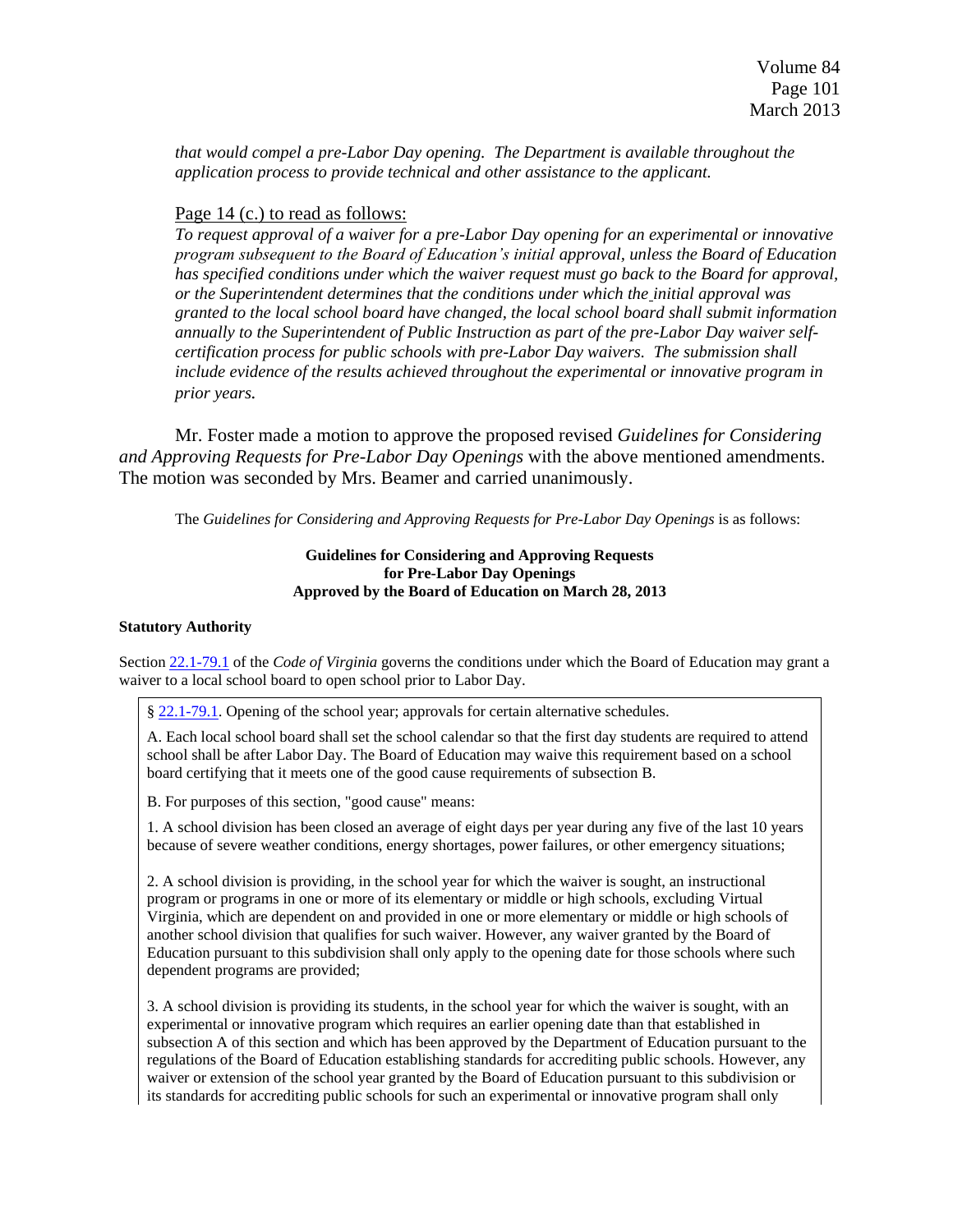*that would compel a pre-Labor Day opening. The Department is available throughout the application process to provide technical and other assistance to the applicant.*

Page 14 (c.) to read as follows:

*To request approval of a waiver for a pre-Labor Day opening for an experimental or innovative program subsequent to the Board of Education's initial approval, unless the Board of Education has specified conditions under which the waiver request must go back to the Board for approval, or the Superintendent determines that the conditions under which the initial approval was granted to the local school board have changed, the local school board shall submit information annually to the Superintendent of Public Instruction as part of the pre-Labor Day waiver self-certification process for public schools with pre-Labor Day waivers. The submission shall include evidence of the results achieved throughout the experimental or innovative program in prior years.*

Mr. Foster made a motion to approve the proposed revised *Guidelines for Considering and Approving Requests for Pre-Labor Day Openings* with the above mentioned amendments. The motion was seconded by Mrs. Beamer and carried unanimously.

The *Guidelines for Considering and Approving Requests for Pre-Labor Day Openings* is as follows:

**Guidelines for Considering and Approving Requests for Pre-Labor Day Openings**
**Approved by the Board of Education on March 28, 2013**

**Statutory Authority**

Section 22.1-79.1 of the *Code of Virginia* governs the conditions under which the Board of Education may grant a waiver to a local school board to open school prior to Labor Day.

§ 22.1-79.1. Opening of the school year; approvals for certain alternative schedules.

A. Each local school board shall set the school calendar so that the first day students are required to attend school shall be after Labor Day. The Board of Education may waive this requirement based on a school board certifying that it meets one of the good cause requirements of subsection B.

B. For purposes of this section, "good cause" means:

1. A school division has been closed an average of eight days per year during any five of the last 10 years because of severe weather conditions, energy shortages, power failures, or other emergency situations;

2. A school division is providing, in the school year for which the waiver is sought, an instructional program or programs in one or more of its elementary or middle or high schools, excluding Virtual Virginia, which are dependent on and provided in one or more elementary or middle or high schools of another school division that qualifies for such waiver. However, any waiver granted by the Board of Education pursuant to this subdivision shall only apply to the opening date for those schools where such dependent programs are provided;

3. A school division is providing its students, in the school year for which the waiver is sought, with an experimental or innovative program which requires an earlier opening date than that established in subsection A of this section and which has been approved by the Department of Education pursuant to the regulations of the Board of Education establishing standards for accrediting public schools. However, any waiver or extension of the school year granted by the Board of Education pursuant to this subdivision or its standards for accrediting public schools for such an experimental or innovative program shall only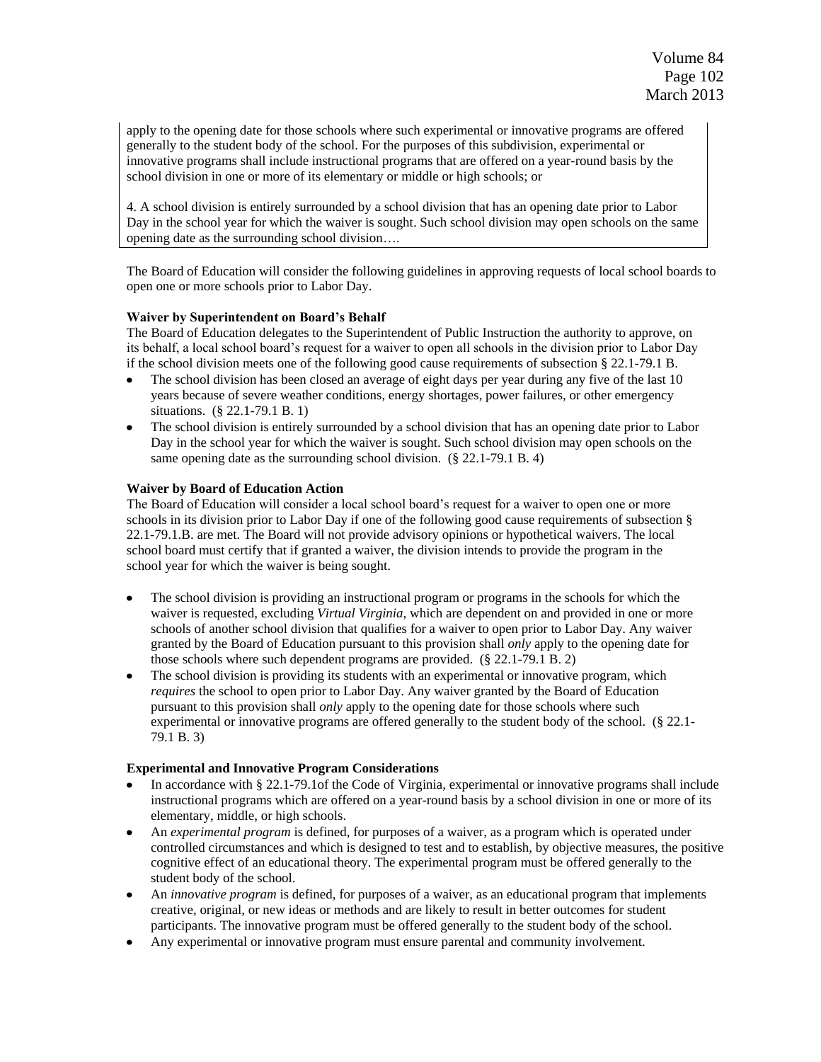apply to the opening date for those schools where such experimental or innovative programs are offered generally to the student body of the school. For the purposes of this subdivision, experimental or innovative programs shall include instructional programs that are offered on a year-round basis by the school division in one or more of its elementary or middle or high schools; or

4. A school division is entirely surrounded by a school division that has an opening date prior to Labor Day in the school year for which the waiver is sought. Such school division may open schools on the same opening date as the surrounding school division….

The Board of Education will consider the following guidelines in approving requests of local school boards to open one or more schools prior to Labor Day.

**Waiver by Superintendent on Board's Behalf**

The Board of Education delegates to the Superintendent of Public Instruction the authority to approve, on its behalf, a local school board's request for a waiver to open all schools in the division prior to Labor Day if the school division meets one of the following good cause requirements of subsection § 22.1-79.1 B.

- The school division has been closed an average of eight days per year during any five of the last 10 years because of severe weather conditions, energy shortages, power failures, or other emergency situations. (§ 22.1-79.1 B. 1)
- The school division is entirely surrounded by a school division that has an opening date prior to Labor Day in the school year for which the waiver is sought. Such school division may open schools on the same opening date as the surrounding school division. (§ 22.1-79.1 B. 4)

**Waiver by Board of Education Action**

The Board of Education will consider a local school board's request for a waiver to open one or more schools in its division prior to Labor Day if one of the following good cause requirements of subsection § 22.1-79.1.B. are met. The Board will not provide advisory opinions or hypothetical waivers. The local school board must certify that if granted a waiver, the division intends to provide the program in the school year for which the waiver is being sought.

- The school division is providing an instructional program or programs in the schools for which the waiver is requested, excluding *Virtual Virginia*, which are dependent on and provided in one or more schools of another school division that qualifies for a waiver to open prior to Labor Day. Any waiver granted by the Board of Education pursuant to this provision shall *only* apply to the opening date for those schools where such dependent programs are provided. (§ 22.1-79.1 B. 2)
- The school division is providing its students with an experimental or innovative program, which *requires* the school to open prior to Labor Day. Any waiver granted by the Board of Education pursuant to this provision shall *only* apply to the opening date for those schools where such experimental or innovative programs are offered generally to the student body of the school. (§ 22.1-79.1 B. 3)

**Experimental and Innovative Program Considerations**

- In accordance with § 22.1-79.1of the Code of Virginia, experimental or innovative programs shall include instructional programs which are offered on a year-round basis by a school division in one or more of its elementary, middle, or high schools.
- An *experimental program* is defined, for purposes of a waiver, as a program which is operated under controlled circumstances and which is designed to test and to establish, by objective measures, the positive cognitive effect of an educational theory. The experimental program must be offered generally to the student body of the school.
- An *innovative program* is defined, for purposes of a waiver, as an educational program that implements creative, original, or new ideas or methods and are likely to result in better outcomes for student participants. The innovative program must be offered generally to the student body of the school.
- Any experimental or innovative program must ensure parental and community involvement.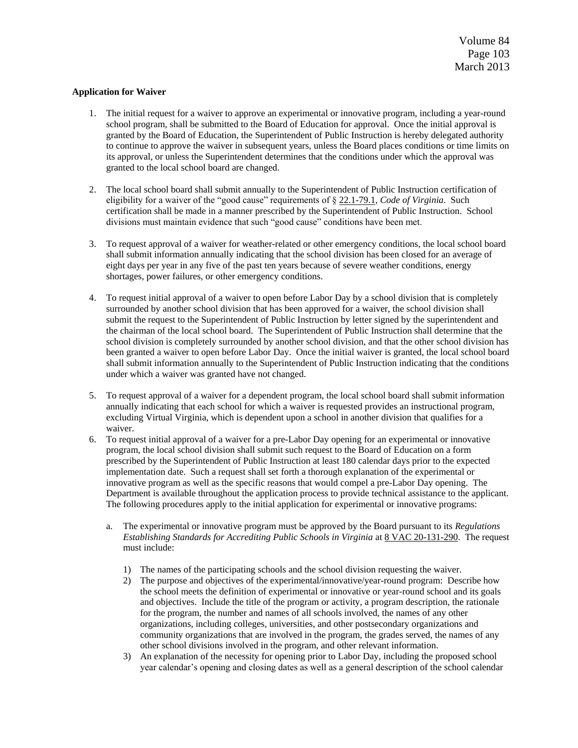**Application for Waiver**

1. The initial request for a waiver to approve an experimental or innovative program, including a year-round school program, shall be submitted to the Board of Education for approval. Once the initial approval is granted by the Board of Education, the Superintendent of Public Instruction is hereby delegated authority to continue to approve the waiver in subsequent years, unless the Board places conditions or time limits on its approval, or unless the Superintendent determines that the conditions under which the approval was granted to the local school board are changed.

2. The local school board shall submit annually to the Superintendent of Public Instruction certification of eligibility for a waiver of the "good cause" requirements of § 22.1-79.1, *Code of Virginia*. Such certification shall be made in a manner prescribed by the Superintendent of Public Instruction. School divisions must maintain evidence that such "good cause" conditions have been met.

3. To request approval of a waiver for weather-related or other emergency conditions, the local school board shall submit information annually indicating that the school division has been closed for an average of eight days per year in any five of the past ten years because of severe weather conditions, energy shortages, power failures, or other emergency conditions.

4. To request initial approval of a waiver to open before Labor Day by a school division that is completely surrounded by another school division that has been approved for a waiver, the school division shall submit the request to the Superintendent of Public Instruction by letter signed by the superintendent and the chairman of the local school board. The Superintendent of Public Instruction shall determine that the school division is completely surrounded by another school division, and that the other school division has been granted a waiver to open before Labor Day. Once the initial waiver is granted, the local school board shall submit information annually to the Superintendent of Public Instruction indicating that the conditions under which a waiver was granted have not changed.

5. To request approval of a waiver for a dependent program, the local school board shall submit information annually indicating that each school for which a waiver is requested provides an instructional program, excluding Virtual Virginia, which is dependent upon a school in another division that qualifies for a waiver.

6. To request initial approval of a waiver for a pre-Labor Day opening for an experimental or innovative program, the local school division shall submit such request to the Board of Education on a form prescribed by the Superintendent of Public Instruction at least 180 calendar days prior to the expected implementation date. Such a request shall set forth a thorough explanation of the experimental or innovative program as well as the specific reasons that would compel a pre-Labor Day opening. The Department is available throughout the application process to provide technical assistance to the applicant. The following procedures apply to the initial application for experimental or innovative programs:

   a. The experimental or innovative program must be approved by the Board pursuant to its *Regulations Establishing Standards for Accrediting Public Schools in Virginia* at 8 VAC 20-131-290. The request must include:

      1) The names of the participating schools and the school division requesting the waiver.
      2) The purpose and objectives of the experimental/innovative/year-round program: Describe how the school meets the definition of experimental or innovative or year-round school and its goals and objectives. Include the title of the program or activity, a program description, the rationale for the program, the number and names of all schools involved, the names of any other organizations, including colleges, universities, and other postsecondary organizations and community organizations that are involved in the program, the grades served, the names of any other school divisions involved in the program, and other relevant information.
      3) An explanation of the necessity for opening prior to Labor Day, including the proposed school year calendar's opening and closing dates as well as a general description of the school calendar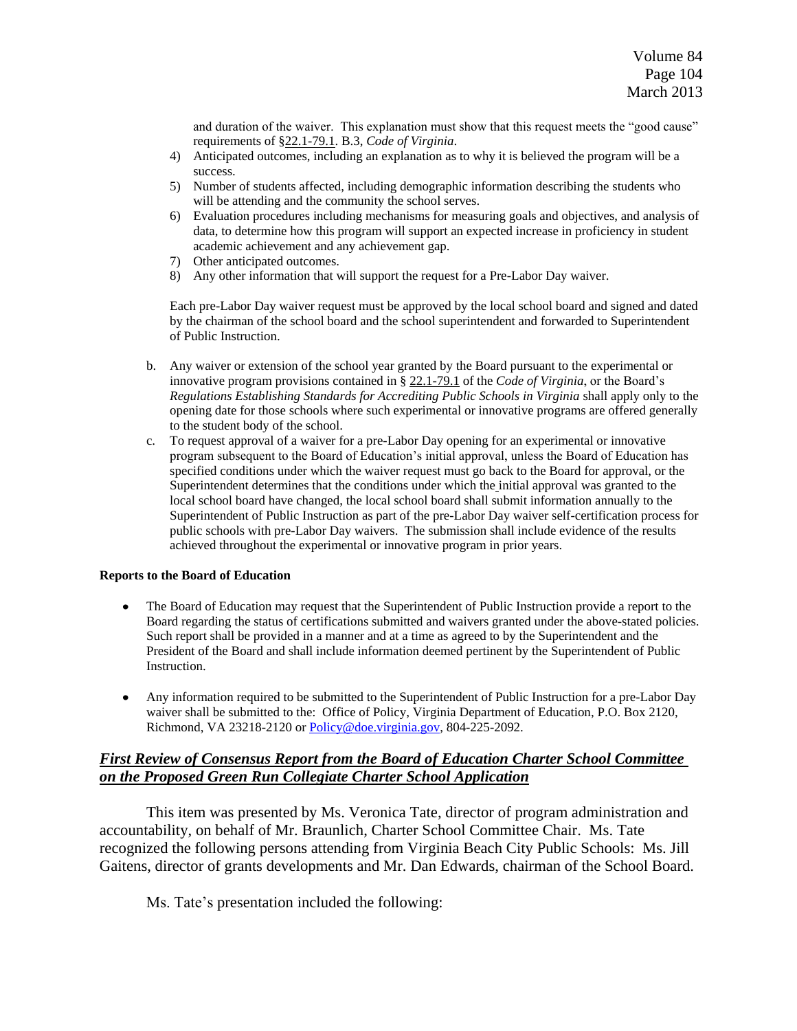and duration of the waiver. This explanation must show that this request meets the "good cause" requirements of §22.1-79.1. B.3, *Code of Virginia*.

4) Anticipated outcomes, including an explanation as to why it is believed the program will be a success.
5) Number of students affected, including demographic information describing the students who will be attending and the community the school serves.
6) Evaluation procedures including mechanisms for measuring goals and objectives, and analysis of data, to determine how this program will support an expected increase in proficiency in student academic achievement and any achievement gap.
7) Other anticipated outcomes.
8) Any other information that will support the request for a Pre-Labor Day waiver.

Each pre-Labor Day waiver request must be approved by the local school board and signed and dated by the chairman of the school board and the school superintendent and forwarded to Superintendent of Public Instruction.

b. Any waiver or extension of the school year granted by the Board pursuant to the experimental or innovative program provisions contained in § 22.1-79.1 of the *Code of Virginia*, or the Board's *Regulations Establishing Standards for Accrediting Public Schools in Virginia* shall apply only to the opening date for those schools where such experimental or innovative programs are offered generally to the student body of the school.

c. To request approval of a waiver for a pre-Labor Day opening for an experimental or innovative program subsequent to the Board of Education's initial approval, unless the Board of Education has specified conditions under which the waiver request must go back to the Board for approval, or the Superintendent determines that the conditions under which the initial approval was granted to the local school board have changed, the local school board shall submit information annually to the Superintendent of Public Instruction as part of the pre-Labor Day waiver self-certification process for public schools with pre-Labor Day waivers. The submission shall include evidence of the results achieved throughout the experimental or innovative program in prior years.

**Reports to the Board of Education**

- The Board of Education may request that the Superintendent of Public Instruction provide a report to the Board regarding the status of certifications submitted and waivers granted under the above-stated policies. Such report shall be provided in a manner and at a time as agreed to by the Superintendent and the President of the Board and shall include information deemed pertinent by the Superintendent of Public Instruction.

- Any information required to be submitted to the Superintendent of Public Instruction for a pre-Labor Day waiver shall be submitted to the: Office of Policy, Virginia Department of Education, P.O. Box 2120, Richmond, VA 23218-2120 or Policy@doe.virginia.gov, 804-225-2092.

## ***First Review of Consensus Report from the Board of Education Charter School Committee on the Proposed Green Run Collegiate Charter School Application***

This item was presented by Ms. Veronica Tate, director of program administration and accountability, on behalf of Mr. Braunlich, Charter School Committee Chair. Ms. Tate recognized the following persons attending from Virginia Beach City Public Schools: Ms. Jill Gaitens, director of grants developments and Mr. Dan Edwards, chairman of the School Board.

Ms. Tate's presentation included the following: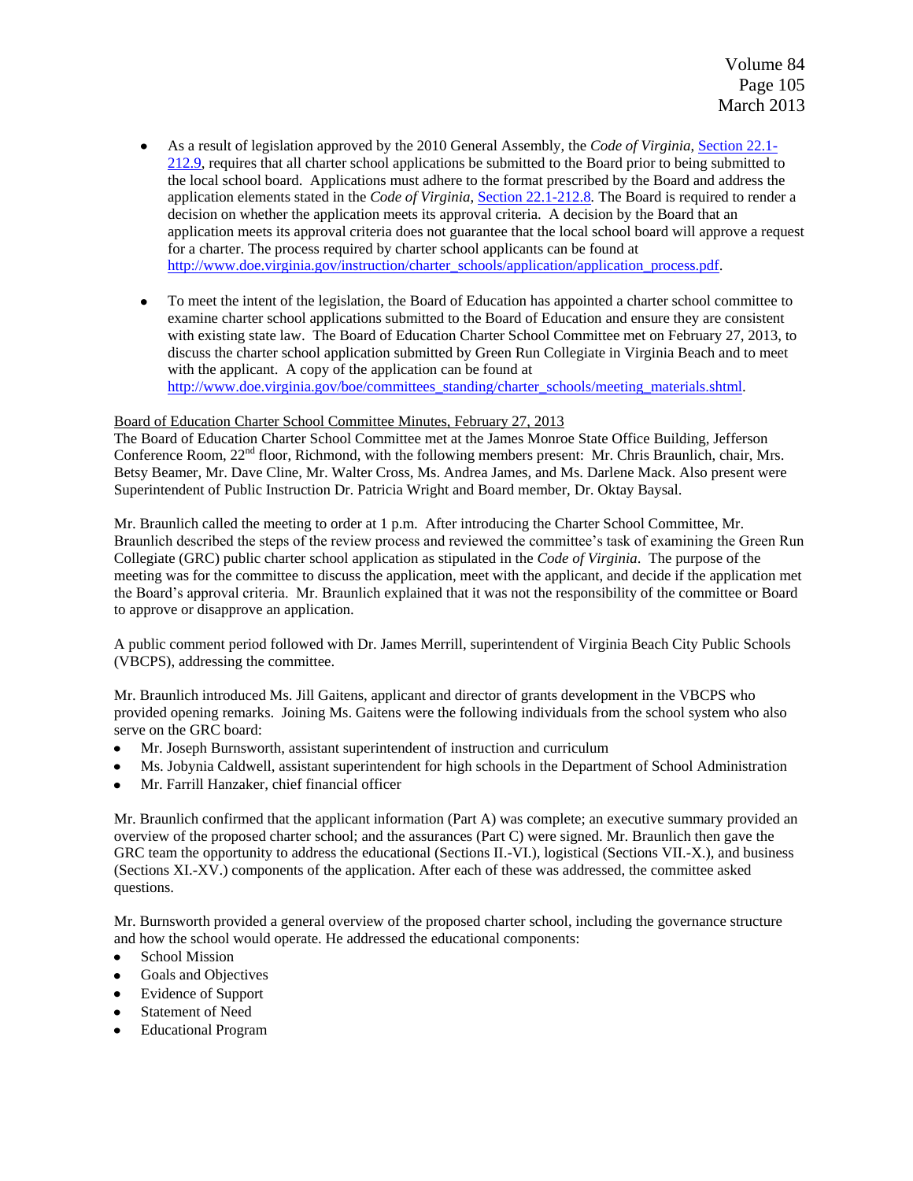- As a result of legislation approved by the 2010 General Assembly, the *Code of Virginia*, [Section 22.1-212.9](Section 22.1-212.9), requires that all charter school applications be submitted to the Board prior to being submitted to the local school board. Applications must adhere to the format prescribed by the Board and address the application elements stated in the *Code of Virginia*, Section 22.1-212.8. The Board is required to render a decision on whether the application meets its approval criteria. A decision by the Board that an application meets its approval criteria does not guarantee that the local school board will approve a request for a charter. The process required by charter school applicants can be found at http://www.doe.virginia.gov/instruction/charter_schools/application/application_process.pdf.

- To meet the intent of the legislation, the Board of Education has appointed a charter school committee to examine charter school applications submitted to the Board of Education and ensure they are consistent with existing state law. The Board of Education Charter School Committee met on February 27, 2013, to discuss the charter school application submitted by Green Run Collegiate in Virginia Beach and to meet with the applicant. A copy of the application can be found at http://www.doe.virginia.gov/boe/committees_standing/charter_schools/meeting_materials.shtml.

Board of Education Charter School Committee Minutes, February 27, 2013

The Board of Education Charter School Committee met at the James Monroe State Office Building, Jefferson Conference Room, 22nd floor, Richmond, with the following members present: Mr. Chris Braunlich, chair, Mrs. Betsy Beamer, Mr. Dave Cline, Mr. Walter Cross, Ms. Andrea James, and Ms. Darlene Mack. Also present were Superintendent of Public Instruction Dr. Patricia Wright and Board member, Dr. Oktay Baysal.

Mr. Braunlich called the meeting to order at 1 p.m. After introducing the Charter School Committee, Mr. Braunlich described the steps of the review process and reviewed the committee's task of examining the Green Run Collegiate (GRC) public charter school application as stipulated in the *Code of Virginia*. The purpose of the meeting was for the committee to discuss the application, meet with the applicant, and decide if the application met the Board's approval criteria. Mr. Braunlich explained that it was not the responsibility of the committee or Board to approve or disapprove an application.

A public comment period followed with Dr. James Merrill, superintendent of Virginia Beach City Public Schools (VBCPS), addressing the committee.

Mr. Braunlich introduced Ms. Jill Gaitens, applicant and director of grants development in the VBCPS who provided opening remarks. Joining Ms. Gaitens were the following individuals from the school system who also serve on the GRC board:

- Mr. Joseph Burnsworth, assistant superintendent of instruction and curriculum
- Ms. Jobynia Caldwell, assistant superintendent for high schools in the Department of School Administration
- Mr. Farrill Hanzaker, chief financial officer

Mr. Braunlich confirmed that the applicant information (Part A) was complete; an executive summary provided an overview of the proposed charter school; and the assurances (Part C) were signed. Mr. Braunlich then gave the GRC team the opportunity to address the educational (Sections II.-VI.), logistical (Sections VII.-X.), and business (Sections XI.-XV.) components of the application. After each of these was addressed, the committee asked questions.

Mr. Burnsworth provided a general overview of the proposed charter school, including the governance structure and how the school would operate. He addressed the educational components:

- School Mission
- Goals and Objectives
- Evidence of Support
- Statement of Need
- Educational Program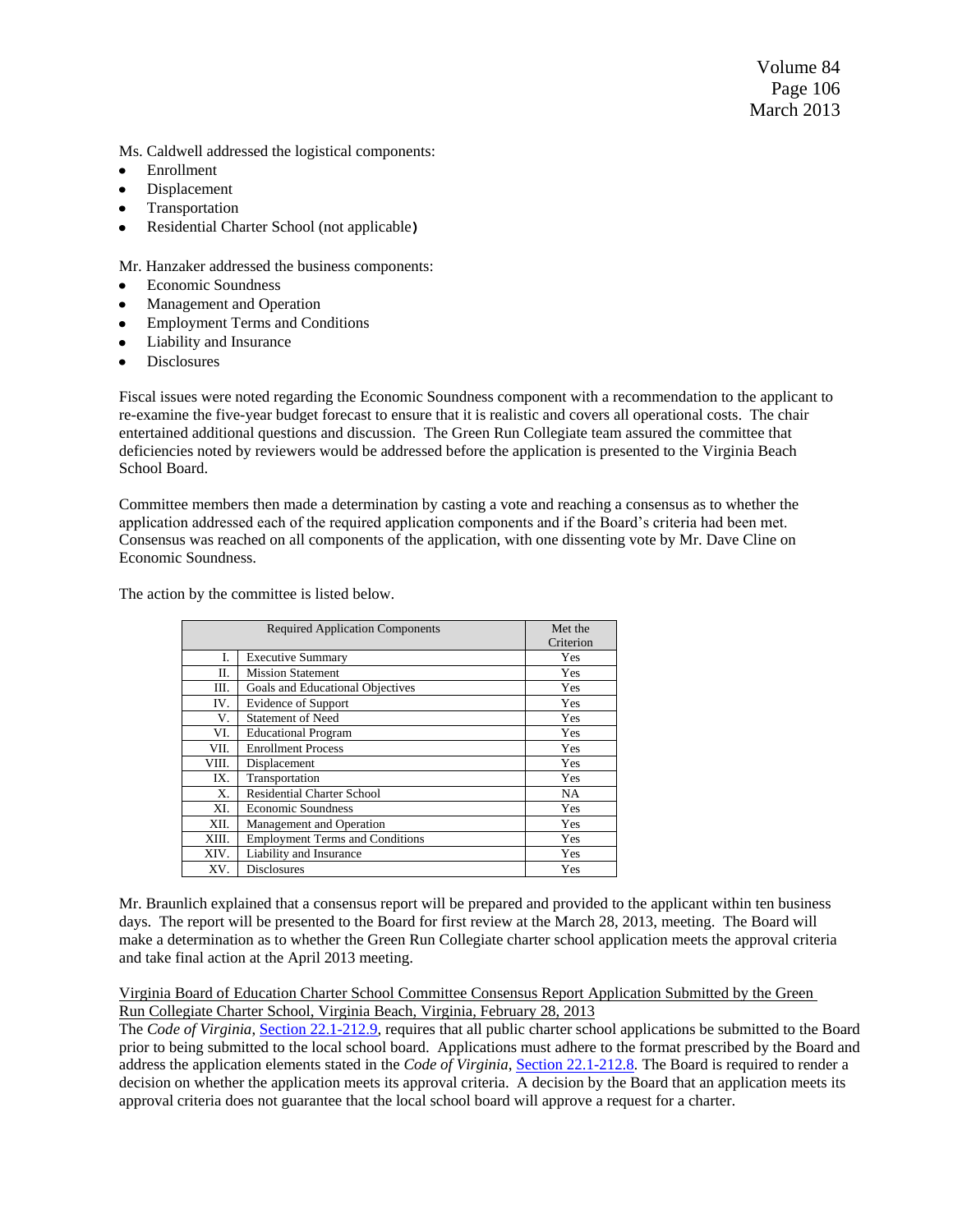Ms. Caldwell addressed the logistical components:

- Enrollment
- Displacement
- Transportation
- Residential Charter School (not applicable)

Mr. Hanzaker addressed the business components:

- Economic Soundness
- Management and Operation
- Employment Terms and Conditions
- Liability and Insurance
- Disclosures

Fiscal issues were noted regarding the Economic Soundness component with a recommendation to the applicant to re-examine the five-year budget forecast to ensure that it is realistic and covers all operational costs. The chair entertained additional questions and discussion. The Green Run Collegiate team assured the committee that deficiencies noted by reviewers would be addressed before the application is presented to the Virginia Beach School Board.

Committee members then made a determination by casting a vote and reaching a consensus as to whether the application addressed each of the required application components and if the Board's criteria had been met. Consensus was reached on all components of the application, with one dissenting vote by Mr. Dave Cline on Economic Soundness.

The action by the committee is listed below.

| Required Application Components | | Met the Criterion |
|---|---|---|
| I. | Executive Summary | Yes |
| II. | Mission Statement | Yes |
| III. | Goals and Educational Objectives | Yes |
| IV. | Evidence of Support | Yes |
| V. | Statement of Need | Yes |
| VI. | Educational Program | Yes |
| VII. | Enrollment Process | Yes |
| VIII. | Displacement | Yes |
| IX. | Transportation | Yes |
| X. | Residential Charter School | NA |
| XI. | Economic Soundness | Yes |
| XII. | Management and Operation | Yes |
| XIII. | Employment Terms and Conditions | Yes |
| XIV. | Liability and Insurance | Yes |
| XV. | Disclosures | Yes |

Mr. Braunlich explained that a consensus report will be prepared and provided to the applicant within ten business days. The report will be presented to the Board for first review at the March 28, 2013, meeting. The Board will make a determination as to whether the Green Run Collegiate charter school application meets the approval criteria and take final action at the April 2013 meeting.

Virginia Board of Education Charter School Committee Consensus Report Application Submitted by the Green Run Collegiate Charter School, Virginia Beach, Virginia, February 28, 2013

The *Code of Virginia*, Section 22.1-212.9, requires that all public charter school applications be submitted to the Board prior to being submitted to the local school board. Applications must adhere to the format prescribed by the Board and address the application elements stated in the *Code of Virginia*, Section 22.1-212.8. The Board is required to render a decision on whether the application meets its approval criteria. A decision by the Board that an application meets its approval criteria does not guarantee that the local school board will approve a request for a charter.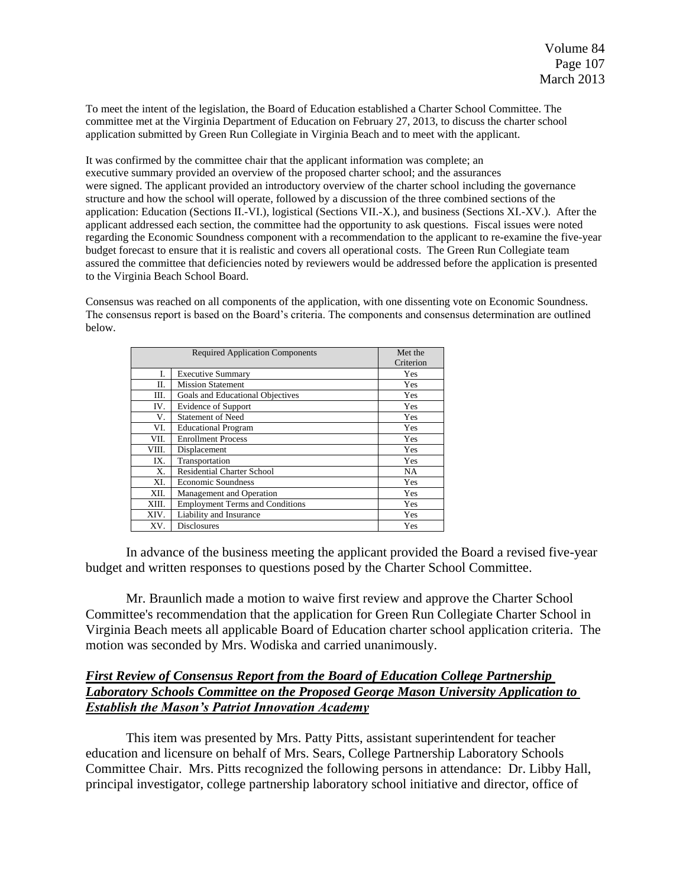To meet the intent of the legislation, the Board of Education established a Charter School Committee. The committee met at the Virginia Department of Education on February 27, 2013, to discuss the charter school application submitted by Green Run Collegiate in Virginia Beach and to meet with the applicant.

It was confirmed by the committee chair that the applicant information was complete; an executive summary provided an overview of the proposed charter school; and the assurances were signed. The applicant provided an introductory overview of the charter school including the governance structure and how the school will operate, followed by a discussion of the three combined sections of the application: Education (Sections II.-VI.), logistical (Sections VII.-X.), and business (Sections XI.-XV.). After the applicant addressed each section, the committee had the opportunity to ask questions. Fiscal issues were noted regarding the Economic Soundness component with a recommendation to the applicant to re-examine the five-year budget forecast to ensure that it is realistic and covers all operational costs. The Green Run Collegiate team assured the committee that deficiencies noted by reviewers would be addressed before the application is presented to the Virginia Beach School Board.

Consensus was reached on all components of the application, with one dissenting vote on Economic Soundness. The consensus report is based on the Board's criteria. The components and consensus determination are outlined below.

| Required Application Components | | Met the Criterion |
|---|---|---|
| I. | Executive Summary | Yes |
| II. | Mission Statement | Yes |
| III. | Goals and Educational Objectives | Yes |
| IV. | Evidence of Support | Yes |
| V. | Statement of Need | Yes |
| VI. | Educational Program | Yes |
| VII. | Enrollment Process | Yes |
| VIII. | Displacement | Yes |
| IX. | Transportation | Yes |
| X. | Residential Charter School | NA |
| XI. | Economic Soundness | Yes |
| XII. | Management and Operation | Yes |
| XIII. | Employment Terms and Conditions | Yes |
| XIV. | Liability and Insurance | Yes |
| XV. | Disclosures | Yes |

In advance of the business meeting the applicant provided the Board a revised five-year budget and written responses to questions posed by the Charter School Committee.

Mr. Braunlich made a motion to waive first review and approve the Charter School Committee's recommendation that the application for Green Run Collegiate Charter School in Virginia Beach meets all applicable Board of Education charter school application criteria. The motion was seconded by Mrs. Wodiska and carried unanimously.

***First Review of Consensus Report from the Board of Education College Partnership Laboratory Schools Committee on the Proposed George Mason University Application to Establish the Mason's Patriot Innovation Academy***

This item was presented by Mrs. Patty Pitts, assistant superintendent for teacher education and licensure on behalf of Mrs. Sears, College Partnership Laboratory Schools Committee Chair. Mrs. Pitts recognized the following persons in attendance: Dr. Libby Hall, principal investigator, college partnership laboratory school initiative and director, office of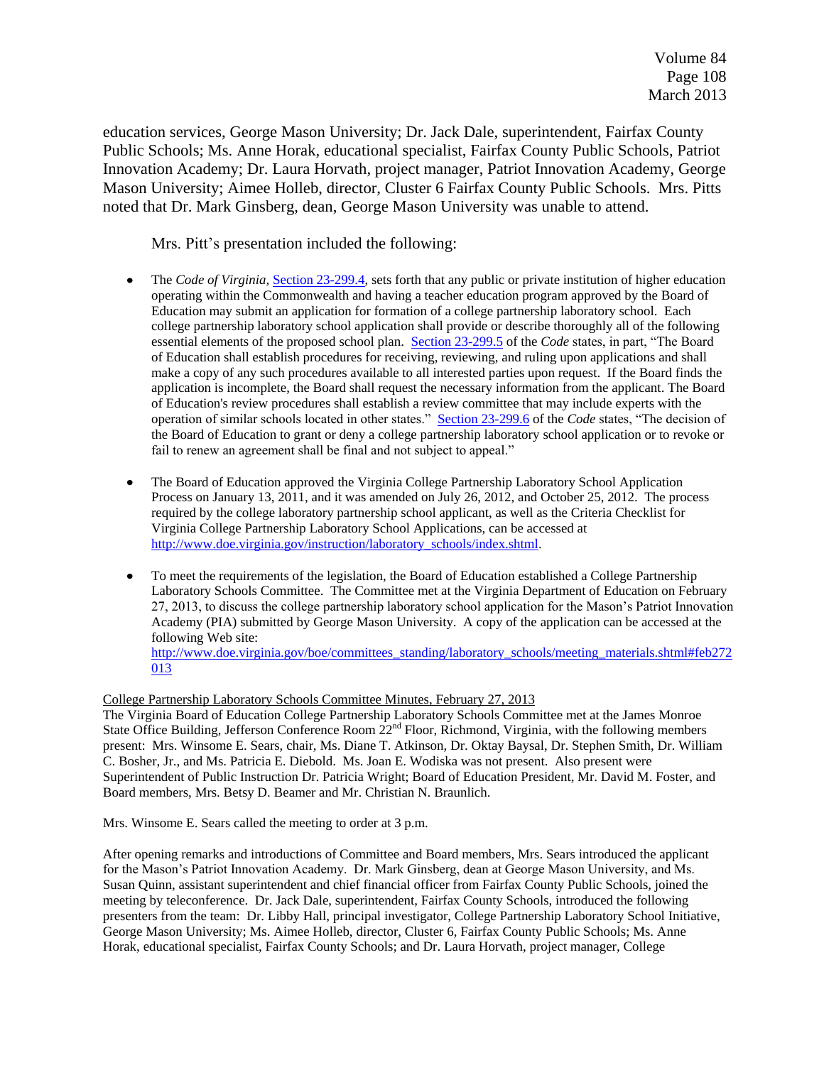education services, George Mason University; Dr. Jack Dale, superintendent, Fairfax County Public Schools; Ms. Anne Horak, educational specialist, Fairfax County Public Schools, Patriot Innovation Academy; Dr. Laura Horvath, project manager, Patriot Innovation Academy, George Mason University; Aimee Holleb, director, Cluster 6 Fairfax County Public Schools. Mrs. Pitts noted that Dr. Mark Ginsberg, dean, George Mason University was unable to attend.

Mrs. Pitt's presentation included the following:

- The *Code of Virginia,* [Section 23-299.4](), sets forth that any public or private institution of higher education operating within the Commonwealth and having a teacher education program approved by the Board of Education may submit an application for formation of a college partnership laboratory school. Each college partnership laboratory school application shall provide or describe thoroughly all of the following essential elements of the proposed school plan. [Section 23-299.5]() of the *Code* states, in part, "The Board of Education shall establish procedures for receiving, reviewing, and ruling upon applications and shall make a copy of any such procedures available to all interested parties upon request. If the Board finds the application is incomplete, the Board shall request the necessary information from the applicant. The Board of Education's review procedures shall establish a review committee that may include experts with the operation of similar schools located in other states." [Section 23-299.6]() of the *Code* states, "The decision of the Board of Education to grant or deny a college partnership laboratory school application or to revoke or fail to renew an agreement shall be final and not subject to appeal."

- The Board of Education approved the Virginia College Partnership Laboratory School Application Process on January 13, 2011, and it was amended on July 26, 2012, and October 25, 2012. The process required by the college laboratory partnership school applicant, as well as the Criteria Checklist for Virginia College Partnership Laboratory School Applications, can be accessed at http://www.doe.virginia.gov/instruction/laboratory_schools/index.shtml.

- To meet the requirements of the legislation, the Board of Education established a College Partnership Laboratory Schools Committee. The Committee met at the Virginia Department of Education on February 27, 2013, to discuss the college partnership laboratory school application for the Mason's Patriot Innovation Academy (PIA) submitted by George Mason University. A copy of the application can be accessed at the following Web site:
http://www.doe.virginia.gov/boe/committees_standing/laboratory_schools/meeting_materials.shtml#feb272013

College Partnership Laboratory Schools Committee Minutes, February 27, 2013

The Virginia Board of Education College Partnership Laboratory Schools Committee met at the James Monroe State Office Building, Jefferson Conference Room 22nd Floor, Richmond, Virginia, with the following members present: Mrs. Winsome E. Sears, chair, Ms. Diane T. Atkinson, Dr. Oktay Baysal, Dr. Stephen Smith, Dr. William C. Bosher, Jr., and Ms. Patricia E. Diebold. Ms. Joan E. Wodiska was not present. Also present were Superintendent of Public Instruction Dr. Patricia Wright; Board of Education President, Mr. David M. Foster, and Board members, Mrs. Betsy D. Beamer and Mr. Christian N. Braunlich.

Mrs. Winsome E. Sears called the meeting to order at 3 p.m.

After opening remarks and introductions of Committee and Board members, Mrs. Sears introduced the applicant for the Mason's Patriot Innovation Academy. Dr. Mark Ginsberg, dean at George Mason University, and Ms. Susan Quinn, assistant superintendent and chief financial officer from Fairfax County Public Schools, joined the meeting by teleconference. Dr. Jack Dale, superintendent, Fairfax County Schools, introduced the following presenters from the team: Dr. Libby Hall, principal investigator, College Partnership Laboratory School Initiative, George Mason University; Ms. Aimee Holleb, director, Cluster 6, Fairfax County Public Schools; Ms. Anne Horak, educational specialist, Fairfax County Schools; and Dr. Laura Horvath, project manager, College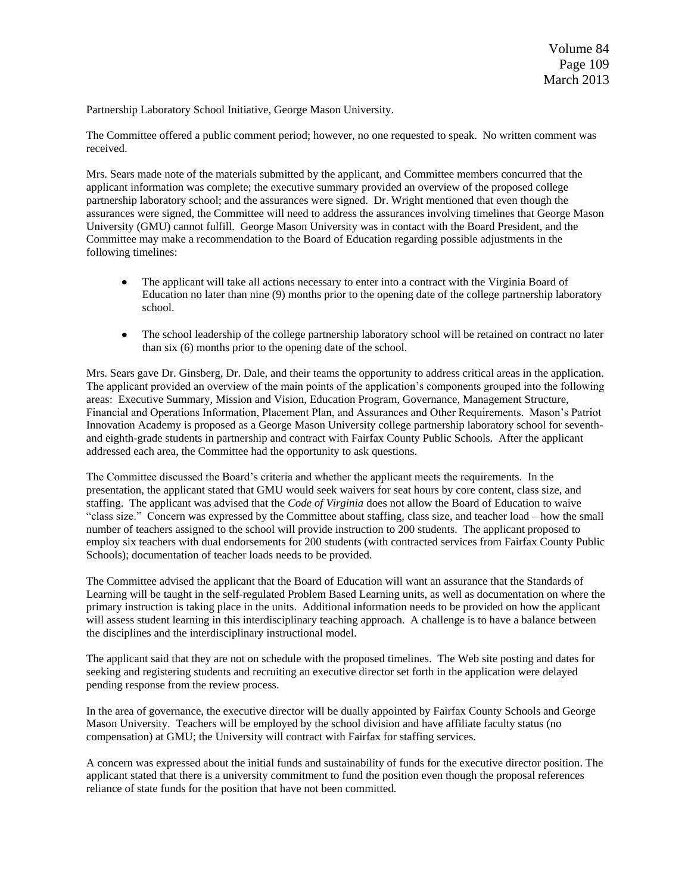Partnership Laboratory School Initiative, George Mason University.

The Committee offered a public comment period; however, no one requested to speak. No written comment was received.

Mrs. Sears made note of the materials submitted by the applicant, and Committee members concurred that the applicant information was complete; the executive summary provided an overview of the proposed college partnership laboratory school; and the assurances were signed. Dr. Wright mentioned that even though the assurances were signed, the Committee will need to address the assurances involving timelines that George Mason University (GMU) cannot fulfill. George Mason University was in contact with the Board President, and the Committee may make a recommendation to the Board of Education regarding possible adjustments in the following timelines:

- The applicant will take all actions necessary to enter into a contract with the Virginia Board of Education no later than nine (9) months prior to the opening date of the college partnership laboratory school.
- The school leadership of the college partnership laboratory school will be retained on contract no later than six (6) months prior to the opening date of the school.

Mrs. Sears gave Dr. Ginsberg, Dr. Dale, and their teams the opportunity to address critical areas in the application. The applicant provided an overview of the main points of the application's components grouped into the following areas: Executive Summary, Mission and Vision, Education Program, Governance, Management Structure, Financial and Operations Information, Placement Plan, and Assurances and Other Requirements. Mason's Patriot Innovation Academy is proposed as a George Mason University college partnership laboratory school for seventh- and eighth-grade students in partnership and contract with Fairfax County Public Schools. After the applicant addressed each area, the Committee had the opportunity to ask questions.

The Committee discussed the Board's criteria and whether the applicant meets the requirements. In the presentation, the applicant stated that GMU would seek waivers for seat hours by core content, class size, and staffing. The applicant was advised that the *Code of Virginia* does not allow the Board of Education to waive "class size." Concern was expressed by the Committee about staffing, class size, and teacher load – how the small number of teachers assigned to the school will provide instruction to 200 students. The applicant proposed to employ six teachers with dual endorsements for 200 students (with contracted services from Fairfax County Public Schools); documentation of teacher loads needs to be provided.

The Committee advised the applicant that the Board of Education will want an assurance that the Standards of Learning will be taught in the self-regulated Problem Based Learning units, as well as documentation on where the primary instruction is taking place in the units. Additional information needs to be provided on how the applicant will assess student learning in this interdisciplinary teaching approach. A challenge is to have a balance between the disciplines and the interdisciplinary instructional model.

The applicant said that they are not on schedule with the proposed timelines. The Web site posting and dates for seeking and registering students and recruiting an executive director set forth in the application were delayed pending response from the review process.

In the area of governance, the executive director will be dually appointed by Fairfax County Schools and George Mason University. Teachers will be employed by the school division and have affiliate faculty status (no compensation) at GMU; the University will contract with Fairfax for staffing services.

A concern was expressed about the initial funds and sustainability of funds for the executive director position. The applicant stated that there is a university commitment to fund the position even though the proposal references reliance of state funds for the position that have not been committed.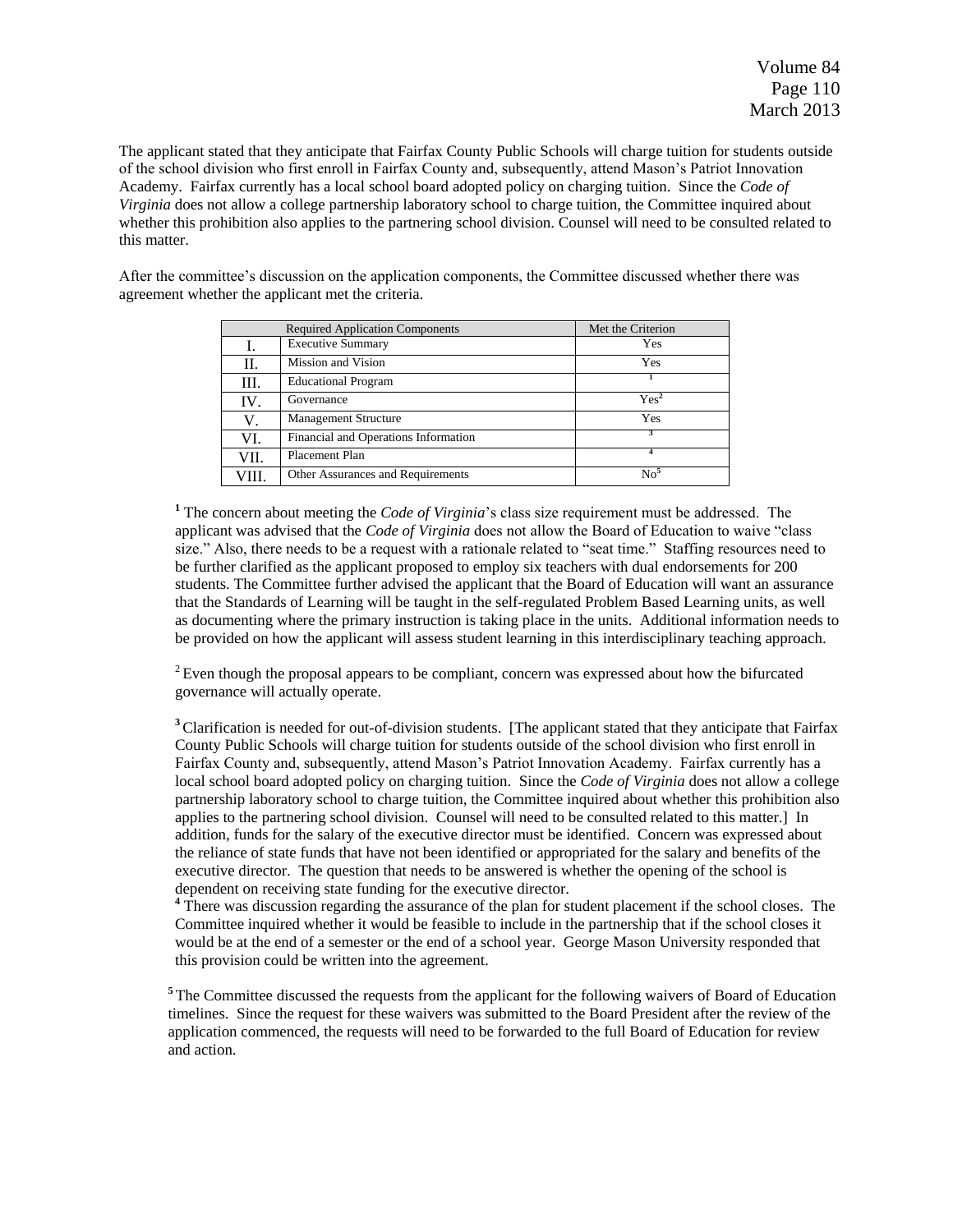The applicant stated that they anticipate that Fairfax County Public Schools will charge tuition for students outside of the school division who first enroll in Fairfax County and, subsequently, attend Mason's Patriot Innovation Academy. Fairfax currently has a local school board adopted policy on charging tuition. Since the *Code of Virginia* does not allow a college partnership laboratory school to charge tuition, the Committee inquired about whether this prohibition also applies to the partnering school division. Counsel will need to be consulted related to this matter.

After the committee's discussion on the application components, the Committee discussed whether there was agreement whether the applicant met the criteria.

| | Required Application Components | Met the Criterion |
|---|---|---|
| I. | Executive Summary | Yes |
| II. | Mission and Vision | Yes |
| III. | Educational Program | [1] |
| IV. | Governance | Yes[2] |
| V. | Management Structure | Yes |
| VI. | Financial and Operations Information | [3] |
| VII. | Placement Plan | [4] |
| VIII. | Other Assurances and Requirements | No[5] |

[1] The concern about meeting the *Code of Virginia*'s class size requirement must be addressed. The applicant was advised that the *Code of Virginia* does not allow the Board of Education to waive "class size." Also, there needs to be a request with a rationale related to "seat time." Staffing resources need to be further clarified as the applicant proposed to employ six teachers with dual endorsements for 200 students. The Committee further advised the applicant that the Board of Education will want an assurance that the Standards of Learning will be taught in the self-regulated Problem Based Learning units, as well as documenting where the primary instruction is taking place in the units. Additional information needs to be provided on how the applicant will assess student learning in this interdisciplinary teaching approach.

[2] Even though the proposal appears to be compliant, concern was expressed about how the bifurcated governance will actually operate.

[3] Clarification is needed for out-of-division students. [The applicant stated that they anticipate that Fairfax County Public Schools will charge tuition for students outside of the school division who first enroll in Fairfax County and, subsequently, attend Mason's Patriot Innovation Academy. Fairfax currently has a local school board adopted policy on charging tuition. Since the *Code of Virginia* does not allow a college partnership laboratory school to charge tuition, the Committee inquired about whether this prohibition also applies to the partnering school division. Counsel will need to be consulted related to this matter.] In addition, funds for the salary of the executive director must be identified. Concern was expressed about the reliance of state funds that have not been identified or appropriated for the salary and benefits of the executive director. The question that needs to be answered is whether the opening of the school is dependent on receiving state funding for the executive director.

[4] There was discussion regarding the assurance of the plan for student placement if the school closes. The Committee inquired whether it would be feasible to include in the partnership that if the school closes it would be at the end of a semester or the end of a school year. George Mason University responded that this provision could be written into the agreement.

[5] The Committee discussed the requests from the applicant for the following waivers of Board of Education timelines. Since the request for these waivers was submitted to the Board President after the review of the application commenced, the requests will need to be forwarded to the full Board of Education for review and action.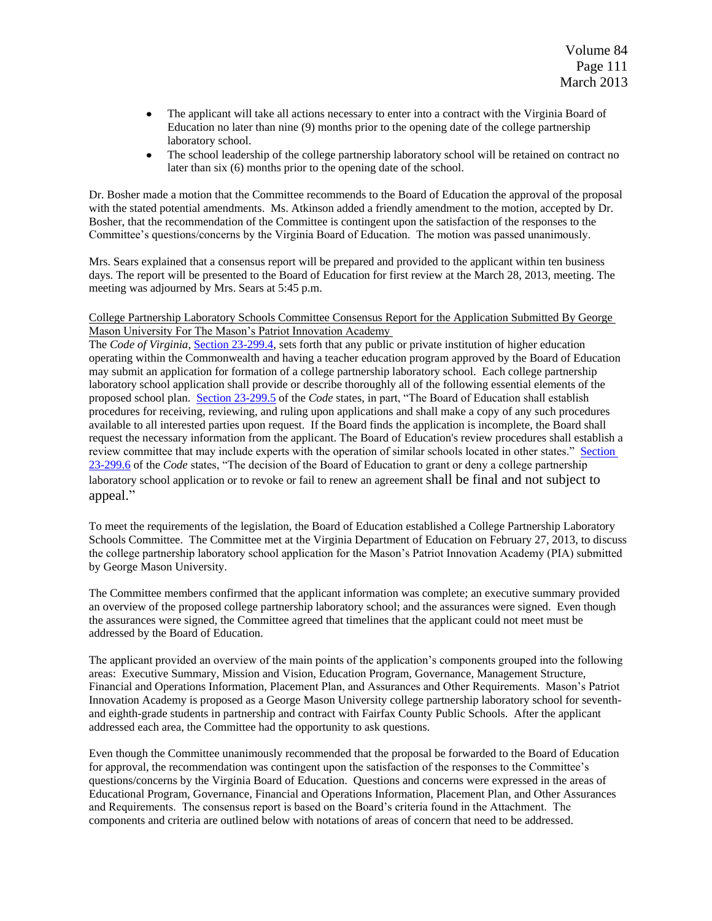- The applicant will take all actions necessary to enter into a contract with the Virginia Board of Education no later than nine (9) months prior to the opening date of the college partnership laboratory school.
- The school leadership of the college partnership laboratory school will be retained on contract no later than six (6) months prior to the opening date of the school.

Dr. Bosher made a motion that the Committee recommends to the Board of Education the approval of the proposal with the stated potential amendments. Ms. Atkinson added a friendly amendment to the motion, accepted by Dr. Bosher, that the recommendation of the Committee is contingent upon the satisfaction of the responses to the Committee's questions/concerns by the Virginia Board of Education. The motion was passed unanimously.

Mrs. Sears explained that a consensus report will be prepared and provided to the applicant within ten business days. The report will be presented to the Board of Education for first review at the March 28, 2013, meeting. The meeting was adjourned by Mrs. Sears at 5:45 p.m.

College Partnership Laboratory Schools Committee Consensus Report for the Application Submitted By George Mason University For The Mason's Patriot Innovation Academy

The *Code of Virginia*, Section 23-299.4, sets forth that any public or private institution of higher education operating within the Commonwealth and having a teacher education program approved by the Board of Education may submit an application for formation of a college partnership laboratory school. Each college partnership laboratory school application shall provide or describe thoroughly all of the following essential elements of the proposed school plan. Section 23-299.5 of the *Code* states, in part, "The Board of Education shall establish procedures for receiving, reviewing, and ruling upon applications and shall make a copy of any such procedures available to all interested parties upon request. If the Board finds the application is incomplete, the Board shall request the necessary information from the applicant. The Board of Education's review procedures shall establish a review committee that may include experts with the operation of similar schools located in other states." Section 23-299.6 of the *Code* states, "The decision of the Board of Education to grant or deny a college partnership laboratory school application or to revoke or fail to renew an agreement shall be final and not subject to appeal."

To meet the requirements of the legislation, the Board of Education established a College Partnership Laboratory Schools Committee. The Committee met at the Virginia Department of Education on February 27, 2013, to discuss the college partnership laboratory school application for the Mason's Patriot Innovation Academy (PIA) submitted by George Mason University.

The Committee members confirmed that the applicant information was complete; an executive summary provided an overview of the proposed college partnership laboratory school; and the assurances were signed. Even though the assurances were signed, the Committee agreed that timelines that the applicant could not meet must be addressed by the Board of Education.

The applicant provided an overview of the main points of the application's components grouped into the following areas: Executive Summary, Mission and Vision, Education Program, Governance, Management Structure, Financial and Operations Information, Placement Plan, and Assurances and Other Requirements. Mason's Patriot Innovation Academy is proposed as a George Mason University college partnership laboratory school for seventh- and eighth-grade students in partnership and contract with Fairfax County Public Schools. After the applicant addressed each area, the Committee had the opportunity to ask questions.

Even though the Committee unanimously recommended that the proposal be forwarded to the Board of Education for approval, the recommendation was contingent upon the satisfaction of the responses to the Committee's questions/concerns by the Virginia Board of Education. Questions and concerns were expressed in the areas of Educational Program, Governance, Financial and Operations Information, Placement Plan, and Other Assurances and Requirements. The consensus report is based on the Board's criteria found in the Attachment. The components and criteria are outlined below with notations of areas of concern that need to be addressed.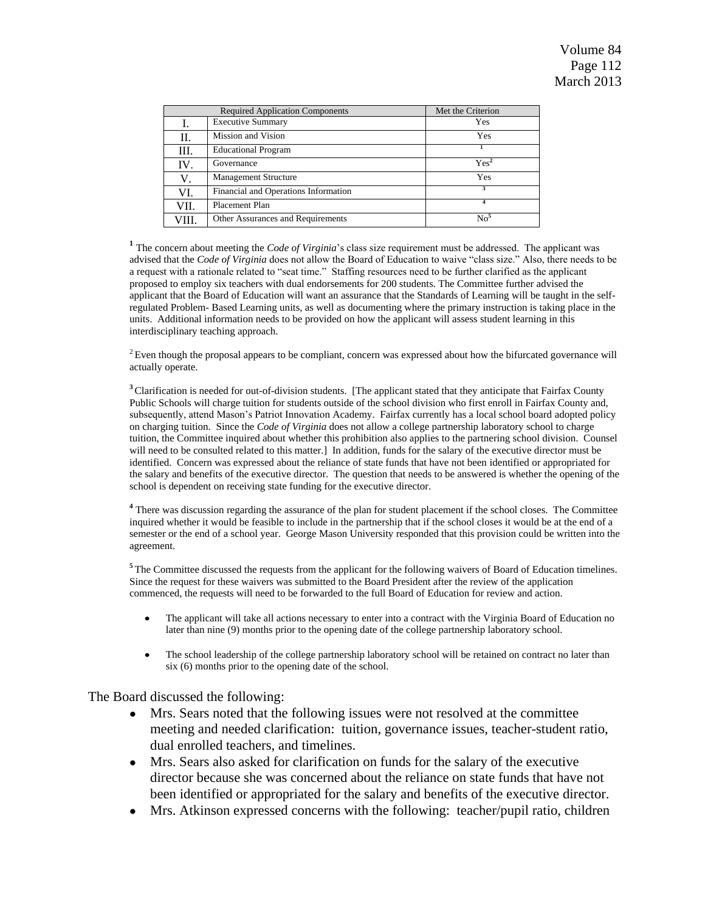| | Required Application Components | Met the Criterion |
|---|---|---|
| I. | Executive Summary | Yes |
| II. | Mission and Vision | Yes |
| III. | Educational Program | [1] |
| IV. | Governance | Yes[2] |
| V. | Management Structure | Yes |
| VI. | Financial and Operations Information | [3] |
| VII. | Placement Plan | [4] |
| VIII. | Other Assurances and Requirements | No[5] |

[1] The concern about meeting the *Code of Virginia*'s class size requirement must be addressed. The applicant was advised that the *Code of Virginia* does not allow the Board of Education to waive "class size." Also, there needs to be a request with a rationale related to "seat time." Staffing resources need to be further clarified as the applicant proposed to employ six teachers with dual endorsements for 200 students. The Committee further advised the applicant that the Board of Education will want an assurance that the Standards of Learning will be taught in the self-regulated Problem- Based Learning units, as well as documenting where the primary instruction is taking place in the units. Additional information needs to be provided on how the applicant will assess student learning in this interdisciplinary teaching approach.

[2] Even though the proposal appears to be compliant, concern was expressed about how the bifurcated governance will actually operate.

[3] Clarification is needed for out-of-division students. [The applicant stated that they anticipate that Fairfax County Public Schools will charge tuition for students outside of the school division who first enroll in Fairfax County and, subsequently, attend Mason's Patriot Innovation Academy. Fairfax currently has a local school board adopted policy on charging tuition. Since the *Code of Virginia* does not allow a college partnership laboratory school to charge tuition, the Committee inquired about whether this prohibition also applies to the partnering school division. Counsel will need to be consulted related to this matter.] In addition, funds for the salary of the executive director must be identified. Concern was expressed about the reliance of state funds that have not been identified or appropriated for the salary and benefits of the executive director. The question that needs to be answered is whether the opening of the school is dependent on receiving state funding for the executive director.

[4] There was discussion regarding the assurance of the plan for student placement if the school closes. The Committee inquired whether it would be feasible to include in the partnership that if the school closes it would be at the end of a semester or the end of a school year. George Mason University responded that this provision could be written into the agreement.

[5] The Committee discussed the requests from the applicant for the following waivers of Board of Education timelines. Since the request for these waivers was submitted to the Board President after the review of the application commenced, the requests will need to be forwarded to the full Board of Education for review and action.

- The applicant will take all actions necessary to enter into a contract with the Virginia Board of Education no later than nine (9) months prior to the opening date of the college partnership laboratory school.
- The school leadership of the college partnership laboratory school will be retained on contract no later than six (6) months prior to the opening date of the school.

The Board discussed the following:

- Mrs. Sears noted that the following issues were not resolved at the committee meeting and needed clarification: tuition, governance issues, teacher-student ratio, dual enrolled teachers, and timelines.
- Mrs. Sears also asked for clarification on funds for the salary of the executive director because she was concerned about the reliance on state funds that have not been identified or appropriated for the salary and benefits of the executive director.
- Mrs. Atkinson expressed concerns with the following: teacher/pupil ratio, children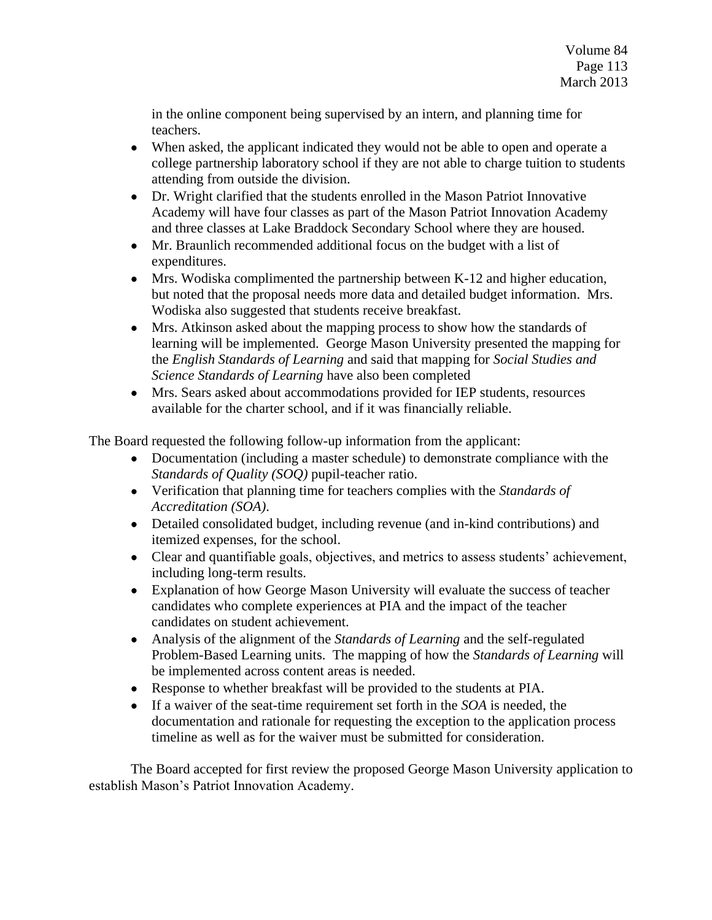in the online component being supervised by an intern, and planning time for teachers.

- When asked, the applicant indicated they would not be able to open and operate a college partnership laboratory school if they are not able to charge tuition to students attending from outside the division.
- Dr. Wright clarified that the students enrolled in the Mason Patriot Innovative Academy will have four classes as part of the Mason Patriot Innovation Academy and three classes at Lake Braddock Secondary School where they are housed.
- Mr. Braunlich recommended additional focus on the budget with a list of expenditures.
- Mrs. Wodiska complimented the partnership between K-12 and higher education, but noted that the proposal needs more data and detailed budget information. Mrs. Wodiska also suggested that students receive breakfast.
- Mrs. Atkinson asked about the mapping process to show how the standards of learning will be implemented. George Mason University presented the mapping for the *English Standards of Learning* and said that mapping for *Social Studies and Science Standards of Learning* have also been completed
- Mrs. Sears asked about accommodations provided for IEP students, resources available for the charter school, and if it was financially reliable.

The Board requested the following follow-up information from the applicant:

- Documentation (including a master schedule) to demonstrate compliance with the *Standards of Quality (SOQ)* pupil-teacher ratio.
- Verification that planning time for teachers complies with the *Standards of Accreditation (SOA)*.
- Detailed consolidated budget, including revenue (and in-kind contributions) and itemized expenses, for the school.
- Clear and quantifiable goals, objectives, and metrics to assess students' achievement, including long-term results.
- Explanation of how George Mason University will evaluate the success of teacher candidates who complete experiences at PIA and the impact of the teacher candidates on student achievement.
- Analysis of the alignment of the *Standards of Learning* and the self-regulated Problem-Based Learning units. The mapping of how the *Standards of Learning* will be implemented across content areas is needed.
- Response to whether breakfast will be provided to the students at PIA.
- If a waiver of the seat-time requirement set forth in the *SOA* is needed, the documentation and rationale for requesting the exception to the application process timeline as well as for the waiver must be submitted for consideration.

The Board accepted for first review the proposed George Mason University application to establish Mason's Patriot Innovation Academy.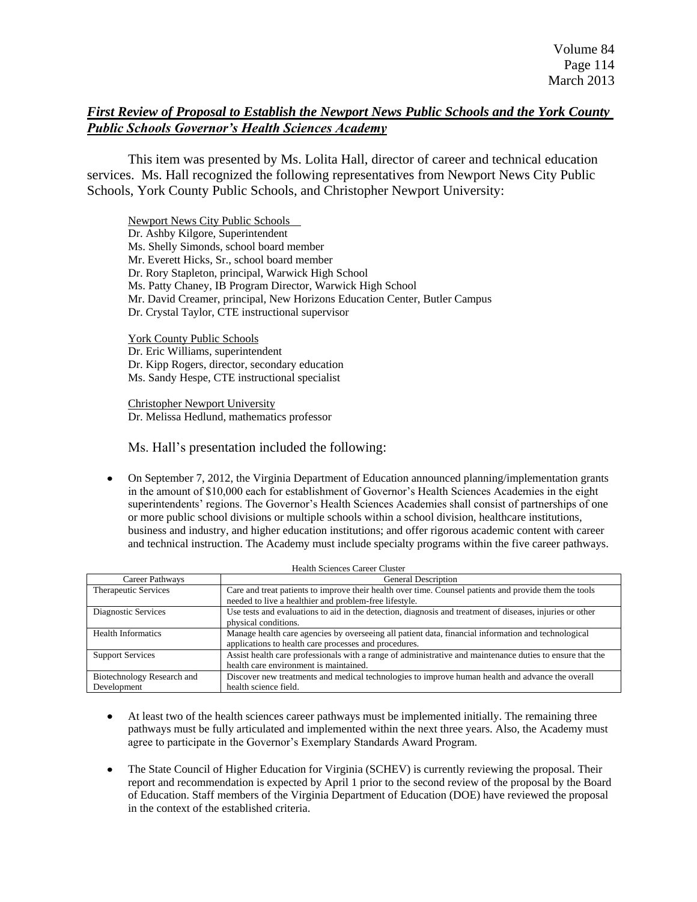## ***First Review of Proposal to Establish the Newport News Public Schools and the York County Public Schools Governor's Health Sciences Academy***

This item was presented by Ms. Lolita Hall, director of career and technical education services. Ms. Hall recognized the following representatives from Newport News City Public Schools, York County Public Schools, and Christopher Newport University:

Newport News City Public Schools
Dr. Ashby Kilgore, Superintendent
Ms. Shelly Simonds, school board member
Mr. Everett Hicks, Sr., school board member
Dr. Rory Stapleton, principal, Warwick High School
Ms. Patty Chaney, IB Program Director, Warwick High School
Mr. David Creamer, principal, New Horizons Education Center, Butler Campus
Dr. Crystal Taylor, CTE instructional supervisor

York County Public Schools
Dr. Eric Williams, superintendent
Dr. Kipp Rogers, director, secondary education
Ms. Sandy Hespe, CTE instructional specialist

Christopher Newport University
Dr. Melissa Hedlund, mathematics professor

Ms. Hall's presentation included the following:

- On September 7, 2012, the Virginia Department of Education announced planning/implementation grants in the amount of $10,000 each for establishment of Governor's Health Sciences Academies in the eight superintendents' regions. The Governor's Health Sciences Academies shall consist of partnerships of one or more public school divisions or multiple schools within a school division, healthcare institutions, business and industry, and higher education institutions; and offer rigorous academic content with career and technical instruction. The Academy must include specialty programs within the five career pathways.

Health Sciences Career Cluster

| Career Pathways | General Description |
|---|---|
| Therapeutic Services | Care and treat patients to improve their health over time. Counsel patients and provide them the tools needed to live a healthier and problem-free lifestyle. |
| Diagnostic Services | Use tests and evaluations to aid in the detection, diagnosis and treatment of diseases, injuries or other physical conditions. |
| Health Informatics | Manage health care agencies by overseeing all patient data, financial information and technological applications to health care processes and procedures. |
| Support Services | Assist health care professionals with a range of administrative and maintenance duties to ensure that the health care environment is maintained. |
| Biotechnology Research and Development | Discover new treatments and medical technologies to improve human health and advance the overall health science field. |

- At least two of the health sciences career pathways must be implemented initially. The remaining three pathways must be fully articulated and implemented within the next three years. Also, the Academy must agree to participate in the Governor's Exemplary Standards Award Program.

- The State Council of Higher Education for Virginia (SCHEV) is currently reviewing the proposal. Their report and recommendation is expected by April 1 prior to the second review of the proposal by the Board of Education. Staff members of the Virginia Department of Education (DOE) have reviewed the proposal in the context of the established criteria.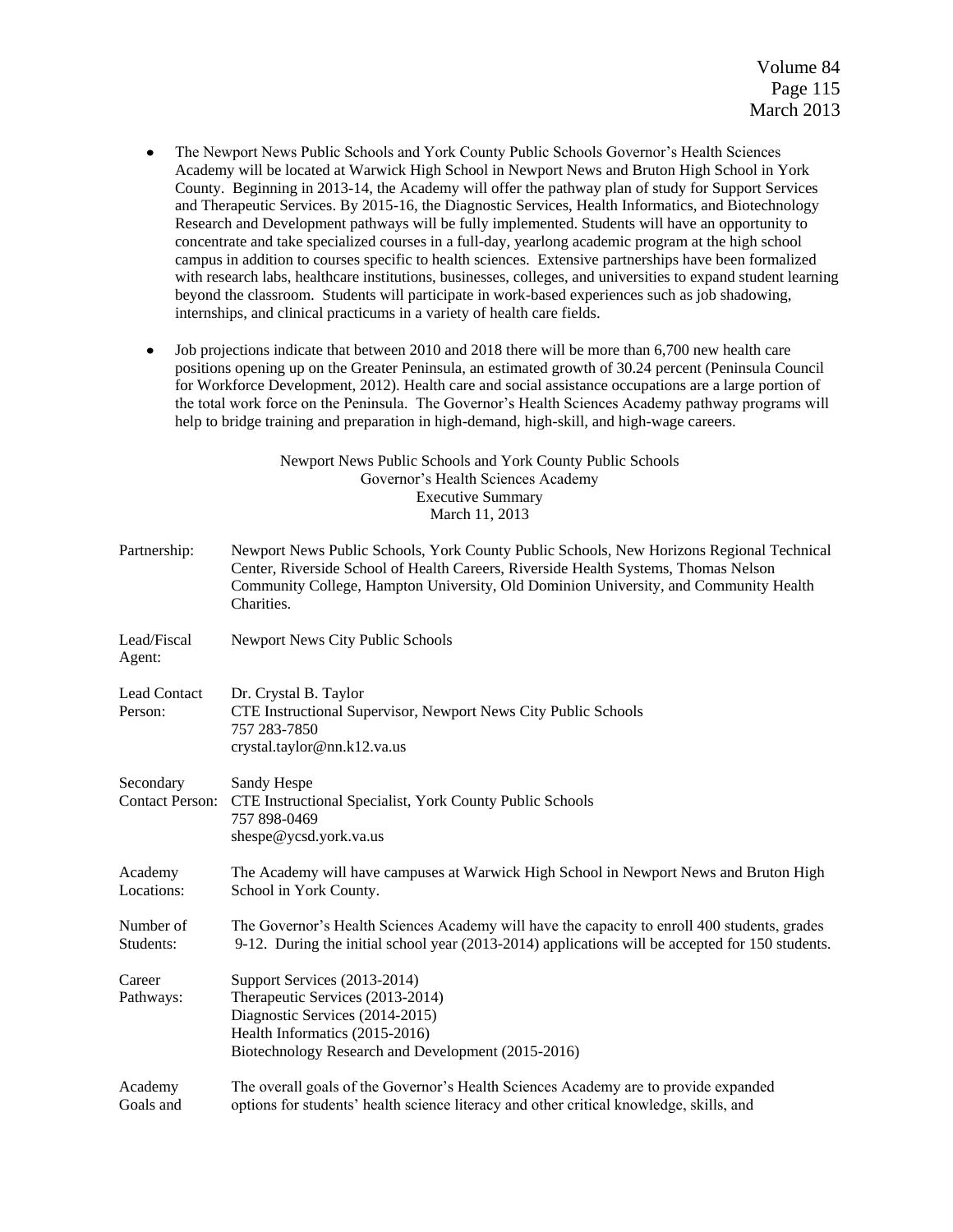- The Newport News Public Schools and York County Public Schools Governor's Health Sciences Academy will be located at Warwick High School in Newport News and Bruton High School in York County. Beginning in 2013-14, the Academy will offer the pathway plan of study for Support Services and Therapeutic Services. By 2015-16, the Diagnostic Services, Health Informatics, and Biotechnology Research and Development pathways will be fully implemented. Students will have an opportunity to concentrate and take specialized courses in a full-day, yearlong academic program at the high school campus in addition to courses specific to health sciences. Extensive partnerships have been formalized with research labs, healthcare institutions, businesses, colleges, and universities to expand student learning beyond the classroom. Students will participate in work-based experiences such as job shadowing, internships, and clinical practicums in a variety of health care fields.

- Job projections indicate that between 2010 and 2018 there will be more than 6,700 new health care positions opening up on the Greater Peninsula, an estimated growth of 30.24 percent (Peninsula Council for Workforce Development, 2012). Health care and social assistance occupations are a large portion of the total work force on the Peninsula. The Governor's Health Sciences Academy pathway programs will help to bridge training and preparation in high-demand, high-skill, and high-wage careers.

Newport News Public Schools and York County Public Schools
Governor's Health Sciences Academy
Executive Summary
March 11, 2013

| | |
|---|---|
| Partnership: | Newport News Public Schools, York County Public Schools, New Horizons Regional Technical Center, Riverside School of Health Careers, Riverside Health Systems, Thomas Nelson Community College, Hampton University, Old Dominion University, and Community Health Charities. |
| Lead/Fiscal Agent: | Newport News City Public Schools |
| Lead Contact Person: | Dr. Crystal B. Taylor<br>CTE Instructional Supervisor, Newport News City Public Schools<br>757 283-7850<br>crystal.taylor@nn.k12.va.us |
| Secondary Contact Person: | Sandy Hespe<br>CTE Instructional Specialist, York County Public Schools<br>757 898-0469<br>shespe@ycsd.york.va.us |
| Academy Locations: | The Academy will have campuses at Warwick High School in Newport News and Bruton High School in York County. |
| Number of Students: | The Governor's Health Sciences Academy will have the capacity to enroll 400 students, grades 9-12. During the initial school year (2013-2014) applications will be accepted for 150 students. |
| Career Pathways: | Support Services (2013-2014)<br>Therapeutic Services (2013-2014)<br>Diagnostic Services (2014-2015)<br>Health Informatics (2015-2016)<br>Biotechnology Research and Development (2015-2016) |
| Academy Goals and | The overall goals of the Governor's Health Sciences Academy are to provide expanded options for students' health science literacy and other critical knowledge, skills, and |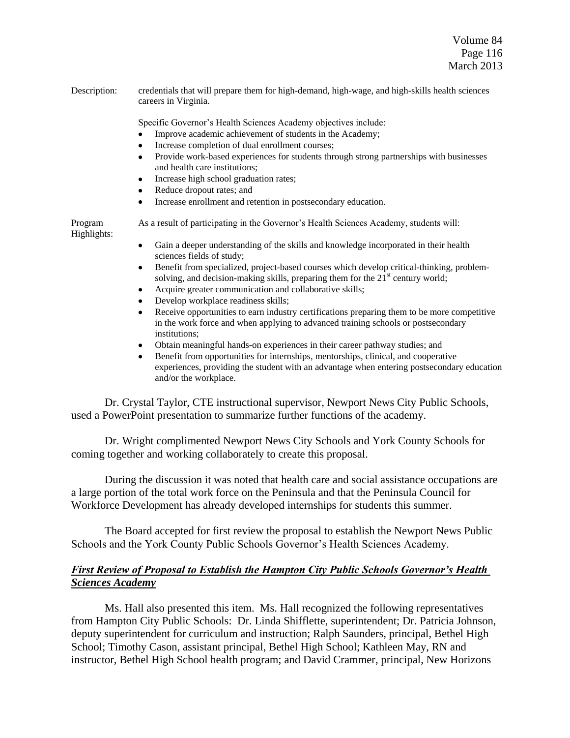Description: credentials that will prepare them for high-demand, high-wage, and high-skills health sciences careers in Virginia.

Specific Governor's Health Sciences Academy objectives include:

- Improve academic achievement of students in the Academy;
- Increase completion of dual enrollment courses;
- Provide work-based experiences for students through strong partnerships with businesses and health care institutions;
- Increase high school graduation rates;
- Reduce dropout rates; and
- Increase enrollment and retention in postsecondary education.

Program Highlights: As a result of participating in the Governor's Health Sciences Academy, students will:

- Gain a deeper understanding of the skills and knowledge incorporated in their health sciences fields of study;
- Benefit from specialized, project-based courses which develop critical-thinking, problem-solving, and decision-making skills, preparing them for the 21st century world;
- Acquire greater communication and collaborative skills;
- Develop workplace readiness skills;
- Receive opportunities to earn industry certifications preparing them to be more competitive in the work force and when applying to advanced training schools or postsecondary institutions;
- Obtain meaningful hands-on experiences in their career pathway studies; and
- Benefit from opportunities for internships, mentorships, clinical, and cooperative experiences, providing the student with an advantage when entering postsecondary education and/or the workplace.

Dr. Crystal Taylor, CTE instructional supervisor, Newport News City Public Schools, used a PowerPoint presentation to summarize further functions of the academy.

Dr. Wright complimented Newport News City Schools and York County Schools for coming together and working collaboratively to create this proposal.

During the discussion it was noted that health care and social assistance occupations are a large portion of the total work force on the Peninsula and that the Peninsula Council for Workforce Development has already developed internships for students this summer.

The Board accepted for first review the proposal to establish the Newport News Public Schools and the York County Public Schools Governor's Health Sciences Academy.

***First Review of Proposal to Establish the Hampton City Public Schools Governor's Health Sciences Academy***

Ms. Hall also presented this item. Ms. Hall recognized the following representatives from Hampton City Public Schools: Dr. Linda Shifflette, superintendent; Dr. Patricia Johnson, deputy superintendent for curriculum and instruction; Ralph Saunders, principal, Bethel High School; Timothy Cason, assistant principal, Bethel High School; Kathleen May, RN and instructor, Bethel High School health program; and David Crammer, principal, New Horizons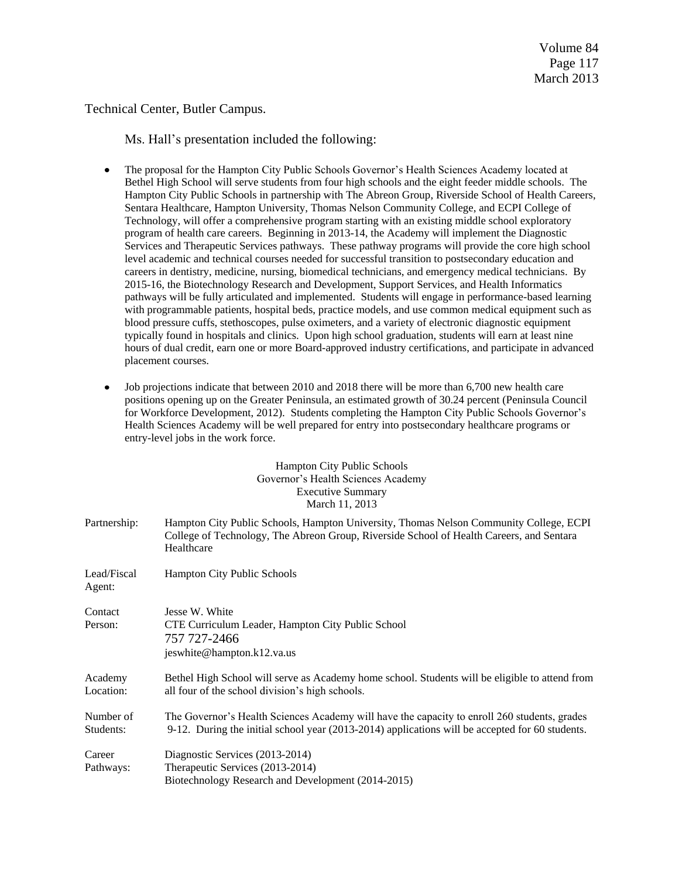Technical Center, Butler Campus.

Ms. Hall's presentation included the following:

- The proposal for the Hampton City Public Schools Governor's Health Sciences Academy located at Bethel High School will serve students from four high schools and the eight feeder middle schools. The Hampton City Public Schools in partnership with The Abreon Group, Riverside School of Health Careers, Sentara Healthcare, Hampton University, Thomas Nelson Community College, and ECPI College of Technology, will offer a comprehensive program starting with an existing middle school exploratory program of health care careers. Beginning in 2013-14, the Academy will implement the Diagnostic Services and Therapeutic Services pathways. These pathway programs will provide the core high school level academic and technical courses needed for successful transition to postsecondary education and careers in dentistry, medicine, nursing, biomedical technicians, and emergency medical technicians. By 2015-16, the Biotechnology Research and Development, Support Services, and Health Informatics pathways will be fully articulated and implemented. Students will engage in performance-based learning with programmable patients, hospital beds, practice models, and use common medical equipment such as blood pressure cuffs, stethoscopes, pulse oximeters, and a variety of electronic diagnostic equipment typically found in hospitals and clinics. Upon high school graduation, students will earn at least nine hours of dual credit, earn one or more Board-approved industry certifications, and participate in advanced placement courses.

- Job projections indicate that between 2010 and 2018 there will be more than 6,700 new health care positions opening up on the Greater Peninsula, an estimated growth of 30.24 percent (Peninsula Council for Workforce Development, 2012). Students completing the Hampton City Public Schools Governor's Health Sciences Academy will be well prepared for entry into postsecondary healthcare programs or entry-level jobs in the work force.

Hampton City Public Schools
Governor's Health Sciences Academy
Executive Summary
March 11, 2013

| | |
|---|---|
| Partnership: | Hampton City Public Schools, Hampton University, Thomas Nelson Community College, ECPI College of Technology, The Abreon Group, Riverside School of Health Careers, and Sentara Healthcare |
| Lead/Fiscal Agent: | Hampton City Public Schools |
| Contact Person: | Jesse W. White<br>CTE Curriculum Leader, Hampton City Public School<br>757 727-2466<br>jeswhite@hampton.k12.va.us |
| Academy Location: | Bethel High School will serve as Academy home school. Students will be eligible to attend from all four of the school division's high schools. |
| Number of Students: | The Governor's Health Sciences Academy will have the capacity to enroll 260 students, grades 9-12. During the initial school year (2013-2014) applications will be accepted for 60 students. |
| Career Pathways: | Diagnostic Services (2013-2014)<br>Therapeutic Services (2013-2014)<br>Biotechnology Research and Development (2014-2015) |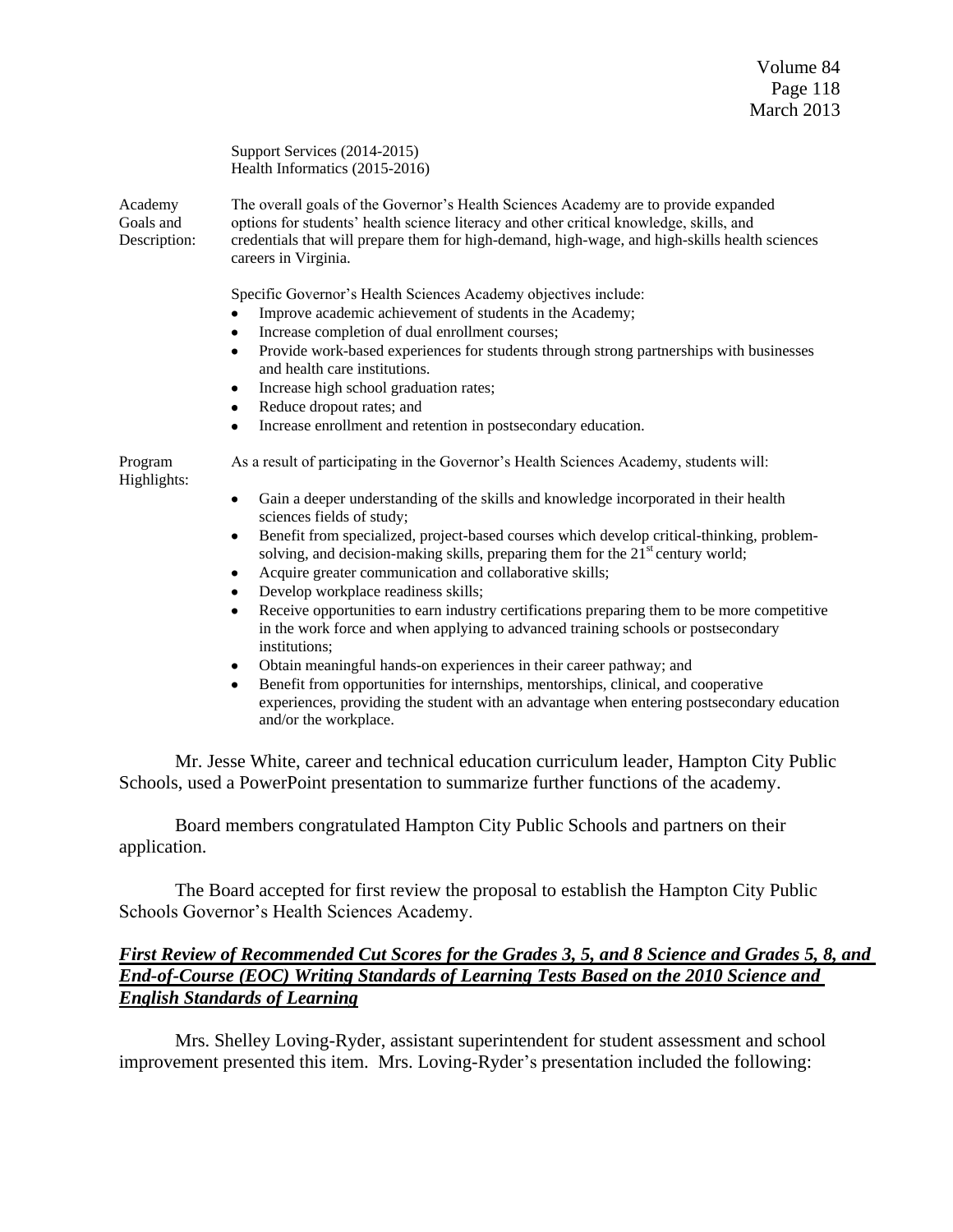Support Services (2014-2015)
Health Informatics (2015-2016)

Academy Goals and Description: The overall goals of the Governor's Health Sciences Academy are to provide expanded options for students' health science literacy and other critical knowledge, skills, and credentials that will prepare them for high-demand, high-wage, and high-skills health sciences careers in Virginia.

Specific Governor's Health Sciences Academy objectives include:

- Improve academic achievement of students in the Academy;
- Increase completion of dual enrollment courses;
- Provide work-based experiences for students through strong partnerships with businesses and health care institutions.
- Increase high school graduation rates;
- Reduce dropout rates; and
- Increase enrollment and retention in postsecondary education.

Program Highlights: As a result of participating in the Governor's Health Sciences Academy, students will:

- Gain a deeper understanding of the skills and knowledge incorporated in their health sciences fields of study;
- Benefit from specialized, project-based courses which develop critical-thinking, problem-solving, and decision-making skills, preparing them for the 21st century world;
- Acquire greater communication and collaborative skills;
- Develop workplace readiness skills;
- Receive opportunities to earn industry certifications preparing them to be more competitive in the work force and when applying to advanced training schools or postsecondary institutions;
- Obtain meaningful hands-on experiences in their career pathway; and
- Benefit from opportunities for internships, mentorships, clinical, and cooperative experiences, providing the student with an advantage when entering postsecondary education and/or the workplace.

Mr. Jesse White, career and technical education curriculum leader, Hampton City Public Schools, used a PowerPoint presentation to summarize further functions of the academy.

Board members congratulated Hampton City Public Schools and partners on their application.

The Board accepted for first review the proposal to establish the Hampton City Public Schools Governor's Health Sciences Academy.

***First Review of Recommended Cut Scores for the Grades 3, 5, and 8 Science and Grades 5, 8, and End-of-Course (EOC) Writing Standards of Learning Tests Based on the 2010 Science and English Standards of Learning***

Mrs. Shelley Loving-Ryder, assistant superintendent for student assessment and school improvement presented this item. Mrs. Loving-Ryder's presentation included the following: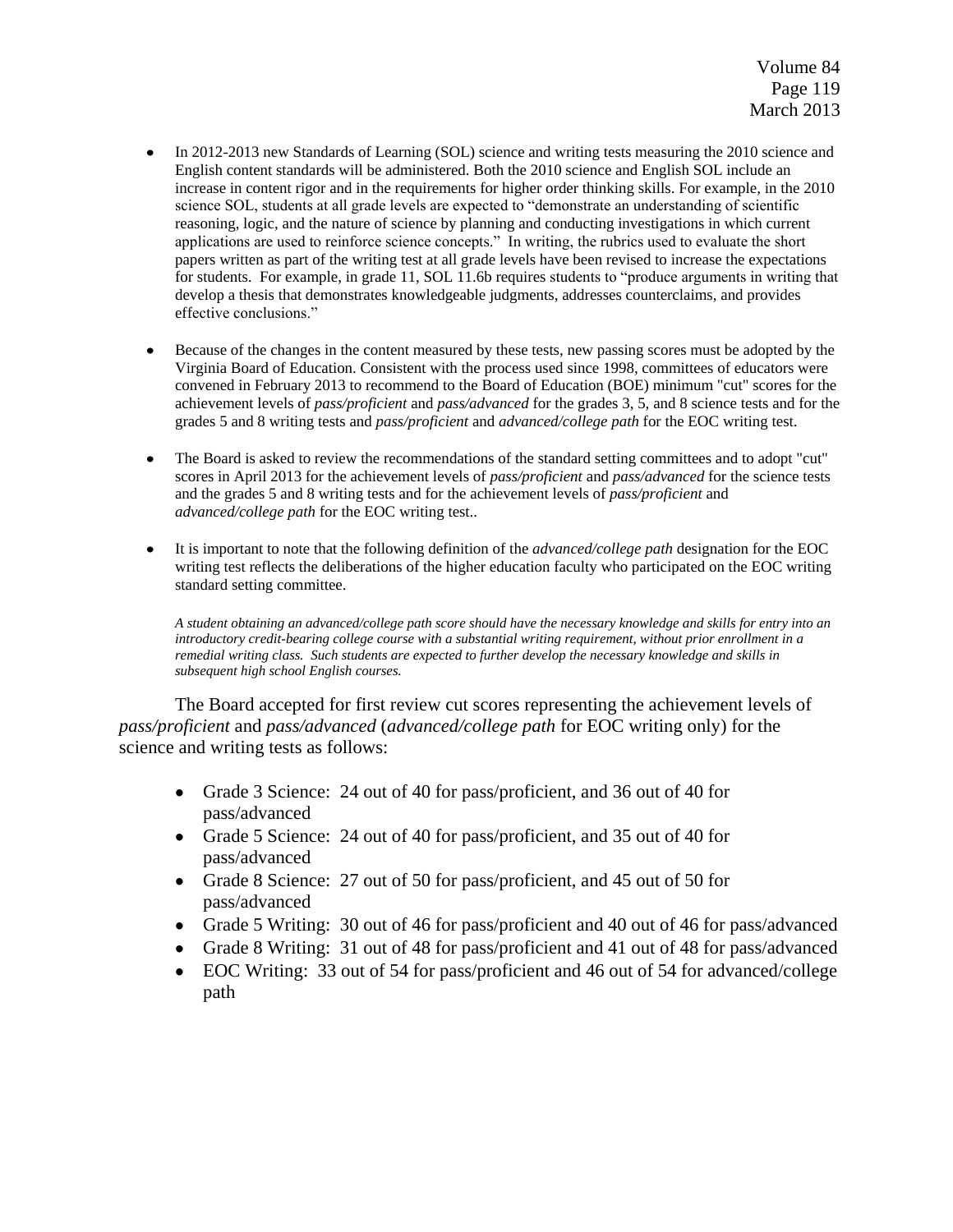- In 2012-2013 new Standards of Learning (SOL) science and writing tests measuring the 2010 science and English content standards will be administered. Both the 2010 science and English SOL include an increase in content rigor and in the requirements for higher order thinking skills. For example, in the 2010 science SOL, students at all grade levels are expected to "demonstrate an understanding of scientific reasoning, logic, and the nature of science by planning and conducting investigations in which current applications are used to reinforce science concepts." In writing, the rubrics used to evaluate the short papers written as part of the writing test at all grade levels have been revised to increase the expectations for students. For example, in grade 11, SOL 11.6b requires students to "produce arguments in writing that develop a thesis that demonstrates knowledgeable judgments, addresses counterclaims, and provides effective conclusions."

- Because of the changes in the content measured by these tests, new passing scores must be adopted by the Virginia Board of Education. Consistent with the process used since 1998, committees of educators were convened in February 2013 to recommend to the Board of Education (BOE) minimum "cut" scores for the achievement levels of *pass/proficient* and *pass/advanced* for the grades 3, 5, and 8 science tests and for the grades 5 and 8 writing tests and *pass/proficient* and *advanced/college path* for the EOC writing test.

- The Board is asked to review the recommendations of the standard setting committees and to adopt "cut" scores in April 2013 for the achievement levels of *pass/proficient* and *pass/advanced* for the science tests and the grades 5 and 8 writing tests and for the achievement levels of *pass/proficient* and *advanced/college path* for the EOC writing test..

- It is important to note that the following definition of the *advanced/college path* designation for the EOC writing test reflects the deliberations of the higher education faculty who participated on the EOC writing standard setting committee.

  *A student obtaining an advanced/college path score should have the necessary knowledge and skills for entry into an introductory credit-bearing college course with a substantial writing requirement, without prior enrollment in a remedial writing class. Such students are expected to further develop the necessary knowledge and skills in subsequent high school English courses.*

The Board accepted for first review cut scores representing the achievement levels of *pass/proficient* and *pass/advanced* (*advanced/college path* for EOC writing only) for the science and writing tests as follows:

- Grade 3 Science: 24 out of 40 for pass/proficient, and 36 out of 40 for pass/advanced
- Grade 5 Science: 24 out of 40 for pass/proficient, and 35 out of 40 for pass/advanced
- Grade 8 Science: 27 out of 50 for pass/proficient, and 45 out of 50 for pass/advanced
- Grade 5 Writing: 30 out of 46 for pass/proficient and 40 out of 46 for pass/advanced
- Grade 8 Writing: 31 out of 48 for pass/proficient and 41 out of 48 for pass/advanced
- EOC Writing: 33 out of 54 for pass/proficient and 46 out of 54 for advanced/college path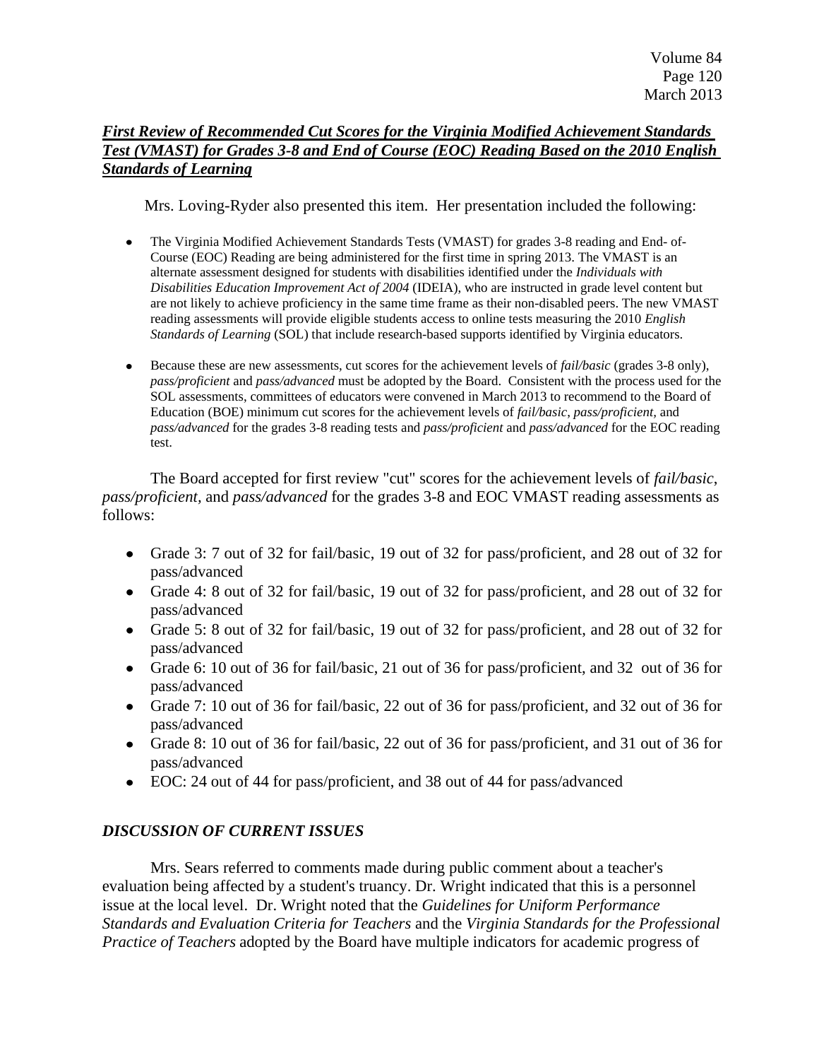***First Review of Recommended Cut Scores for the Virginia Modified Achievement Standards Test (VMAST) for Grades 3-8 and End of Course (EOC) Reading Based on the 2010 English Standards of Learning***

Mrs. Loving-Ryder also presented this item. Her presentation included the following:

- The Virginia Modified Achievement Standards Tests (VMAST) for grades 3-8 reading and End- of-Course (EOC) Reading are being administered for the first time in spring 2013. The VMAST is an alternate assessment designed for students with disabilities identified under the *Individuals with Disabilities Education Improvement Act of 2004* (IDEIA), who are instructed in grade level content but are not likely to achieve proficiency in the same time frame as their non-disabled peers. The new VMAST reading assessments will provide eligible students access to online tests measuring the 2010 *English Standards of Learning* (SOL) that include research-based supports identified by Virginia educators.

- Because these are new assessments, cut scores for the achievement levels of *fail/basic* (grades 3-8 only), *pass/proficient* and *pass/advanced* must be adopted by the Board. Consistent with the process used for the SOL assessments, committees of educators were convened in March 2013 to recommend to the Board of Education (BOE) minimum cut scores for the achievement levels of *fail/basic*, *pass/proficient*, and *pass/advanced* for the grades 3-8 reading tests and *pass/proficient* and *pass/advanced* for the EOC reading test.

The Board accepted for first review "cut" scores for the achievement levels of *fail/basic*, *pass/proficient*, and *pass/advanced* for the grades 3-8 and EOC VMAST reading assessments as follows:

- Grade 3: 7 out of 32 for fail/basic, 19 out of 32 for pass/proficient, and 28 out of 32 for pass/advanced
- Grade 4: 8 out of 32 for fail/basic, 19 out of 32 for pass/proficient, and 28 out of 32 for pass/advanced
- Grade 5: 8 out of 32 for fail/basic, 19 out of 32 for pass/proficient, and 28 out of 32 for pass/advanced
- Grade 6: 10 out of 36 for fail/basic, 21 out of 36 for pass/proficient, and 32 out of 36 for pass/advanced
- Grade 7: 10 out of 36 for fail/basic, 22 out of 36 for pass/proficient, and 32 out of 36 for pass/advanced
- Grade 8: 10 out of 36 for fail/basic, 22 out of 36 for pass/proficient, and 31 out of 36 for pass/advanced
- EOC: 24 out of 44 for pass/proficient, and 38 out of 44 for pass/advanced

## *DISCUSSION OF CURRENT ISSUES*

Mrs. Sears referred to comments made during public comment about a teacher's evaluation being affected by a student's truancy. Dr. Wright indicated that this is a personnel issue at the local level. Dr. Wright noted that the *Guidelines for Uniform Performance Standards and Evaluation Criteria for Teachers* and the *Virginia Standards for the Professional Practice of Teachers* adopted by the Board have multiple indicators for academic progress of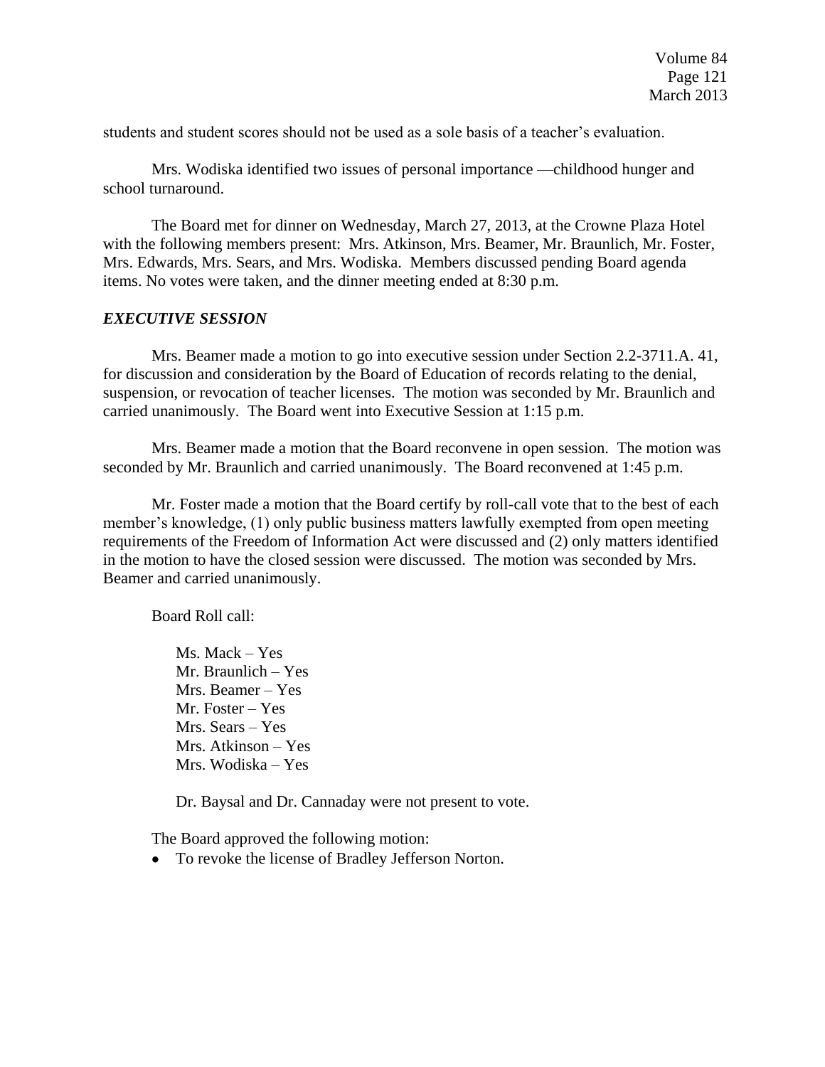students and student scores should not be used as a sole basis of a teacher's evaluation.

Mrs. Wodiska identified two issues of personal importance —childhood hunger and school turnaround.

The Board met for dinner on Wednesday, March 27, 2013, at the Crowne Plaza Hotel with the following members present: Mrs. Atkinson, Mrs. Beamer, Mr. Braunlich, Mr. Foster, Mrs. Edwards, Mrs. Sears, and Mrs. Wodiska. Members discussed pending Board agenda items. No votes were taken, and the dinner meeting ended at 8:30 p.m.

***EXECUTIVE SESSION***

Mrs. Beamer made a motion to go into executive session under Section 2.2-3711.A. 41, for discussion and consideration by the Board of Education of records relating to the denial, suspension, or revocation of teacher licenses. The motion was seconded by Mr. Braunlich and carried unanimously. The Board went into Executive Session at 1:15 p.m.

Mrs. Beamer made a motion that the Board reconvene in open session. The motion was seconded by Mr. Braunlich and carried unanimously. The Board reconvened at 1:45 p.m.

Mr. Foster made a motion that the Board certify by roll-call vote that to the best of each member's knowledge, (1) only public business matters lawfully exempted from open meeting requirements of the Freedom of Information Act were discussed and (2) only matters identified in the motion to have the closed session were discussed. The motion was seconded by Mrs. Beamer and carried unanimously.

Board Roll call:

Ms. Mack – Yes
Mr. Braunlich – Yes
Mrs. Beamer – Yes
Mr. Foster – Yes
Mrs. Sears – Yes
Mrs. Atkinson – Yes
Mrs. Wodiska – Yes

Dr. Baysal and Dr. Cannaday were not present to vote.

The Board approved the following motion:

- To revoke the license of Bradley Jefferson Norton.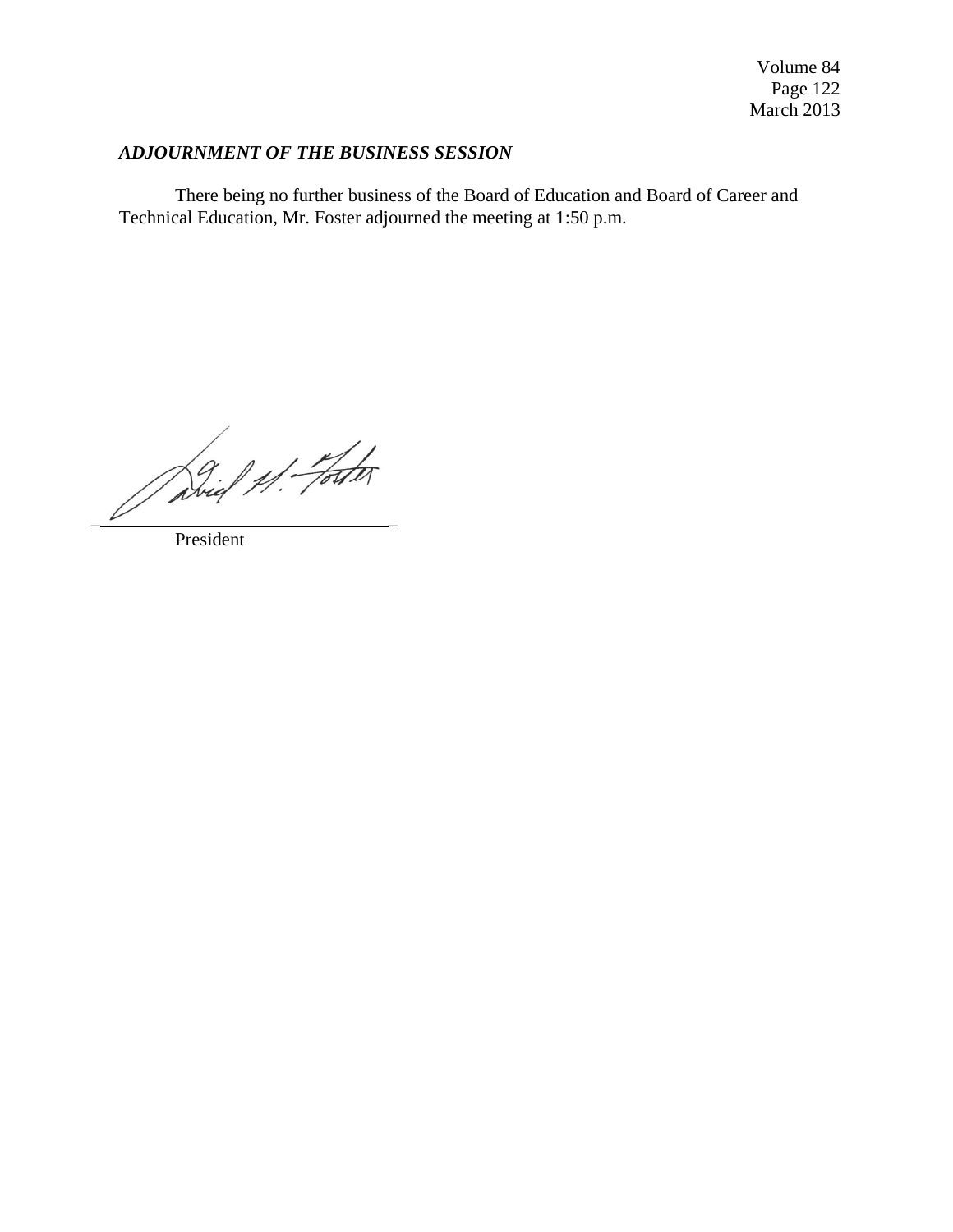## *ADJOURNMENT OF THE BUSINESS SESSION*

There being no further business of the Board of Education and Board of Career and Technical Education, Mr. Foster adjourned the meeting at 1:50 p.m.

\_\_\_\_\_\_\_\_\_\_\_\_\_\_\_\_\_\_\_\_\_\_\_\_\_\_\_\_\_\_\_\_\_\_\_\_\_\_

President